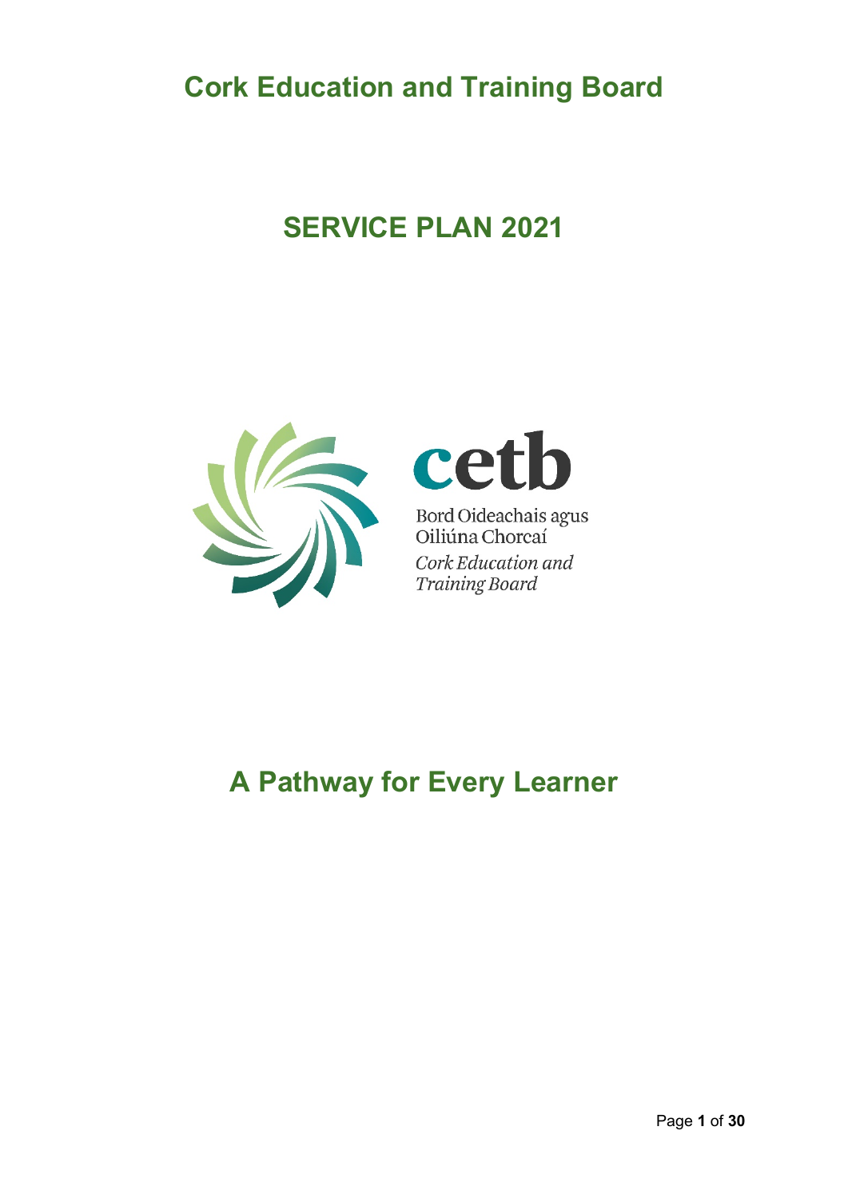# Cork Education and Training Board

# SERVICE PLAN 2021

cetb

Bord Oideachais agus Oiliúna Chorcaí

*Cork Education and Training Board*

## A Pathway for Every Learner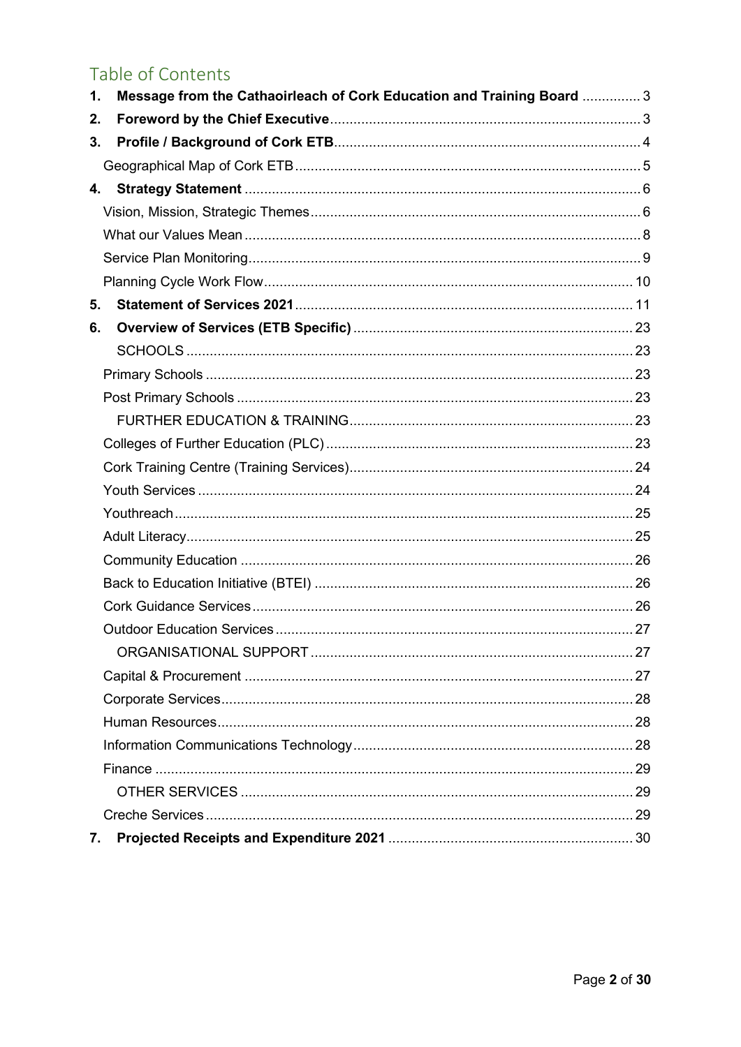# Table of Contents

1. **Message from the Cathaoirleach of Cork Education and Training Board** .............. 3
2. **Foreword by the Chief Executive** .............. 3
3. **Profile / Background of Cork ETB** .............. 4
   - Geographical Map of Cork ETB .............. 5
4. **Strategy Statement** .............. 6
   - Vision, Mission, Strategic Themes .............. 6
   - What our Values Mean .............. 8
   - Service Plan Monitoring .............. 9
   - Planning Cycle Work Flow .............. 10
5. **Statement of Services 2021** .............. 11
6. **Overview of Services (ETB Specific)** .............. 23
   - SCHOOLS .............. 23
   - Primary Schools .............. 23
   - Post Primary Schools .............. 23
   - FURTHER EDUCATION & TRAINING .............. 23
   - Colleges of Further Education (PLC) .............. 23
   - Cork Training Centre (Training Services) .............. 24
   - Youth Services .............. 24
   - Youthreach .............. 25
   - Adult Literacy .............. 25
   - Community Education .............. 26
   - Back to Education Initiative (BTEI) .............. 26
   - Cork Guidance Services .............. 26
   - Outdoor Education Services .............. 27
   - ORGANISATIONAL SUPPORT .............. 27
   - Capital & Procurement .............. 27
   - Corporate Services .............. 28
   - Human Resources .............. 28
   - Information Communications Technology .............. 28
   - Finance .............. 29
   - OTHER SERVICES .............. 29
   - Creche Services .............. 29
7. **Projected Receipts and Expenditure 2021** .............. 30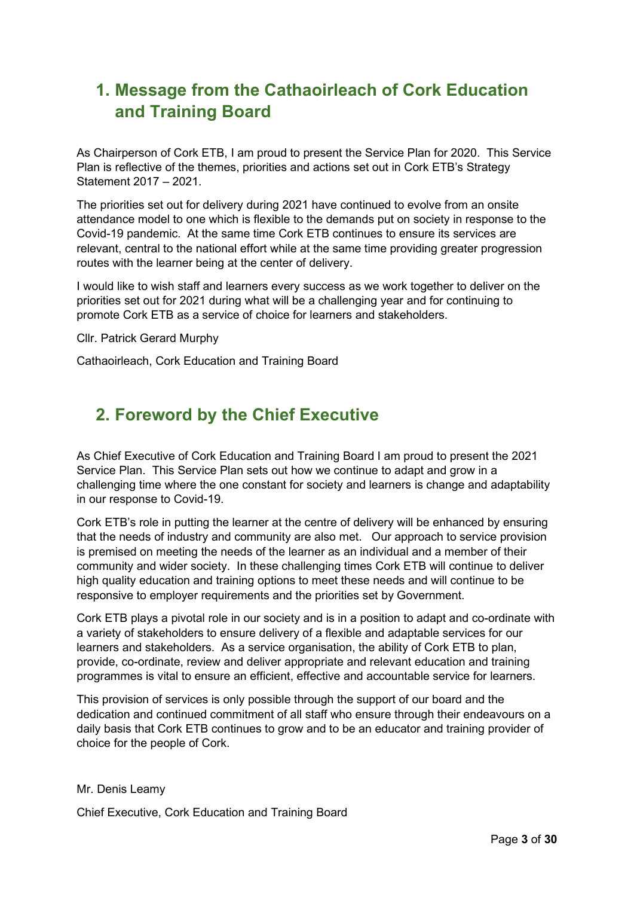# 1. Message from the Cathaoirleach of Cork Education and Training Board

As Chairperson of Cork ETB, I am proud to present the Service Plan for 2020. This Service Plan is reflective of the themes, priorities and actions set out in Cork ETB's Strategy Statement 2017 – 2021.

The priorities set out for delivery during 2021 have continued to evolve from an onsite attendance model to one which is flexible to the demands put on society in response to the Covid-19 pandemic. At the same time Cork ETB continues to ensure its services are relevant, central to the national effort while at the same time providing greater progression routes with the learner being at the center of delivery.

I would like to wish staff and learners every success as we work together to deliver on the priorities set out for 2021 during what will be a challenging year and for continuing to promote Cork ETB as a service of choice for learners and stakeholders.

Cllr. Patrick Gerard Murphy

Cathaoirleach, Cork Education and Training Board

# 2. Foreword by the Chief Executive

As Chief Executive of Cork Education and Training Board I am proud to present the 2021 Service Plan. This Service Plan sets out how we continue to adapt and grow in a challenging time where the one constant for society and learners is change and adaptability in our response to Covid-19.

Cork ETB's role in putting the learner at the centre of delivery will be enhanced by ensuring that the needs of industry and community are also met. Our approach to service provision is premised on meeting the needs of the learner as an individual and a member of their community and wider society. In these challenging times Cork ETB will continue to deliver high quality education and training options to meet these needs and will continue to be responsive to employer requirements and the priorities set by Government.

Cork ETB plays a pivotal role in our society and is in a position to adapt and co-ordinate with a variety of stakeholders to ensure delivery of a flexible and adaptable services for our learners and stakeholders. As a service organisation, the ability of Cork ETB to plan, provide, co-ordinate, review and deliver appropriate and relevant education and training programmes is vital to ensure an efficient, effective and accountable service for learners.

This provision of services is only possible through the support of our board and the dedication and continued commitment of all staff who ensure through their endeavours on a daily basis that Cork ETB continues to grow and to be an educator and training provider of choice for the people of Cork.

Mr. Denis Leamy

Chief Executive, Cork Education and Training Board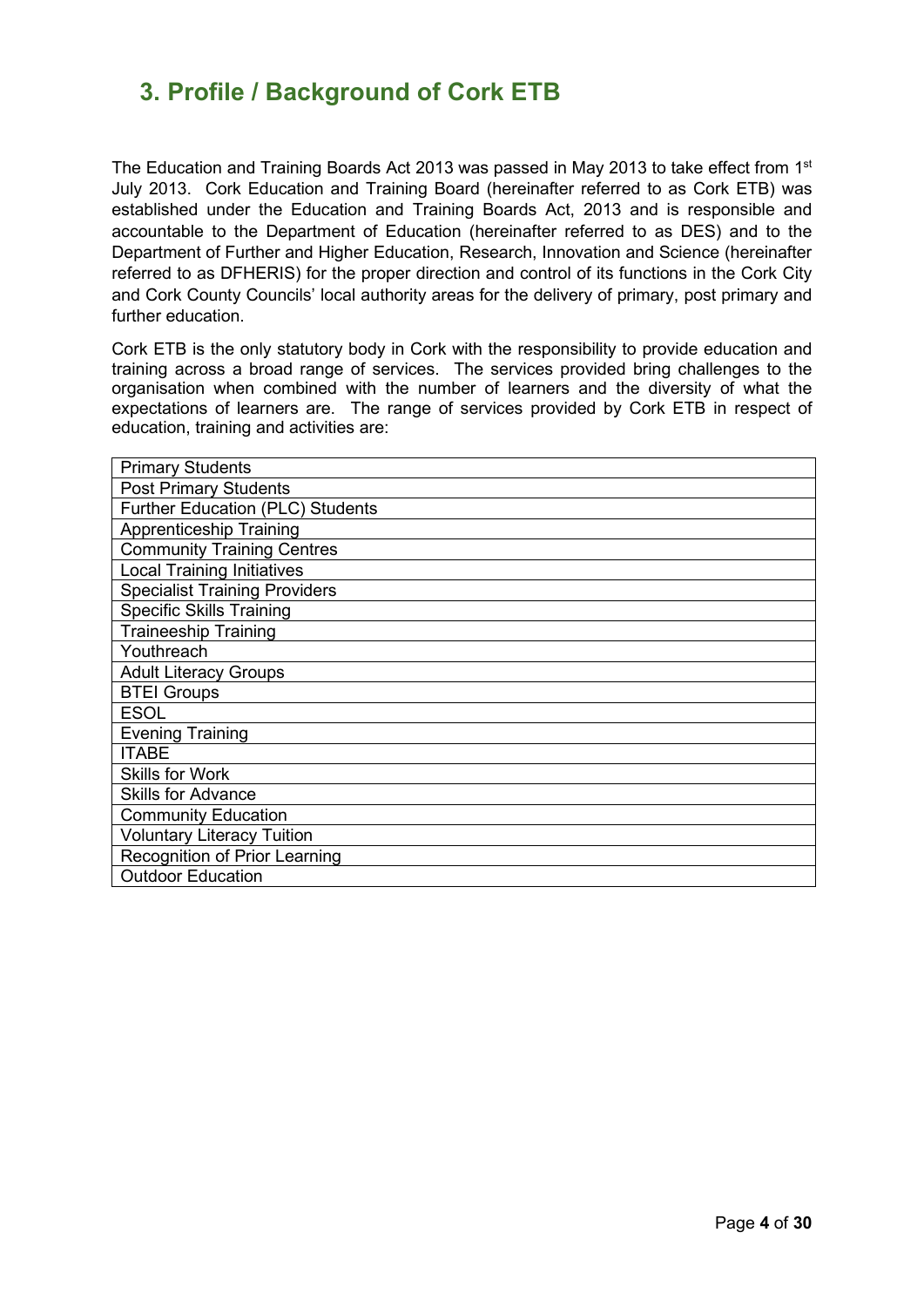# 3. Profile / Background of Cork ETB

The Education and Training Boards Act 2013 was passed in May 2013 to take effect from 1st July 2013. Cork Education and Training Board (hereinafter referred to as Cork ETB) was established under the Education and Training Boards Act, 2013 and is responsible and accountable to the Department of Education (hereinafter referred to as DES) and to the Department of Further and Higher Education, Research, Innovation and Science (hereinafter referred to as DFHERIS) for the proper direction and control of its functions in the Cork City and Cork County Councils' local authority areas for the delivery of primary, post primary and further education.

Cork ETB is the only statutory body in Cork with the responsibility to provide education and training across a broad range of services. The services provided bring challenges to the organisation when combined with the number of learners and the diversity of what the expectations of learners are. The range of services provided by Cork ETB in respect of education, training and activities are:

| Primary Students |
|---|
| Post Primary Students |
| Further Education (PLC) Students |
| Apprenticeship Training |
| Community Training Centres |
| Local Training Initiatives |
| Specialist Training Providers |
| Specific Skills Training |
| Traineeship Training |
| Youthreach |
| Adult Literacy Groups |
| BTEI Groups |
| ESOL |
| Evening Training |
| ITABE |
| Skills for Work |
| Skills for Advance |
| Community Education |
| Voluntary Literacy Tuition |
| Recognition of Prior Learning |
| Outdoor Education |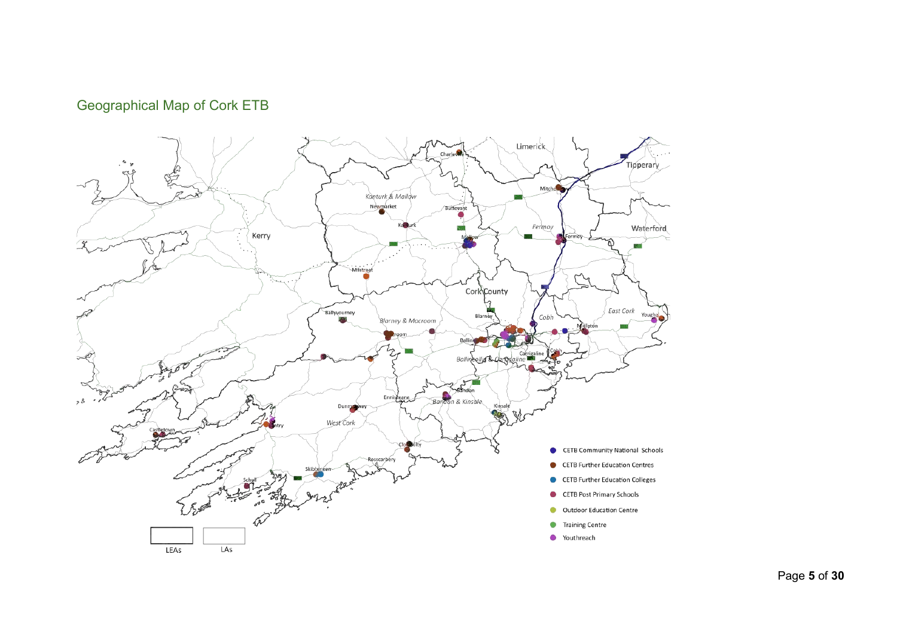## Geographical Map of Cork ETB

Limerick

Tipperary

Waterford

Kerry

Charleville

Kanturk & Mallow

Newmarket

Buttevant

Kanturk

Mallow

Mitchelstown

Fermoy

Fermoy

Millstreet

Cork County

Ballyvourney

Blarney & Macroom

Macroom

Blarney

Cobh

East Cork

Youghal

Midleton

Ballincollig

Ballincollig & Carrigaline

Carrigaline

Cobh

Enniskeane

Bandon

Bandon & Kinsale

Kinsale

Dunmanway

West Cork

Bantry

Castletown

Clonakilty

Rosscarbery

Skibbereen

Schull

- CETB Community National Schools
- CETB Further Education Centres
- CETB Further Education Colleges
- CETB Post Primary Schools
- Outdoor Education Centre
- Training Centre
- Youthreach

LEAs

LAs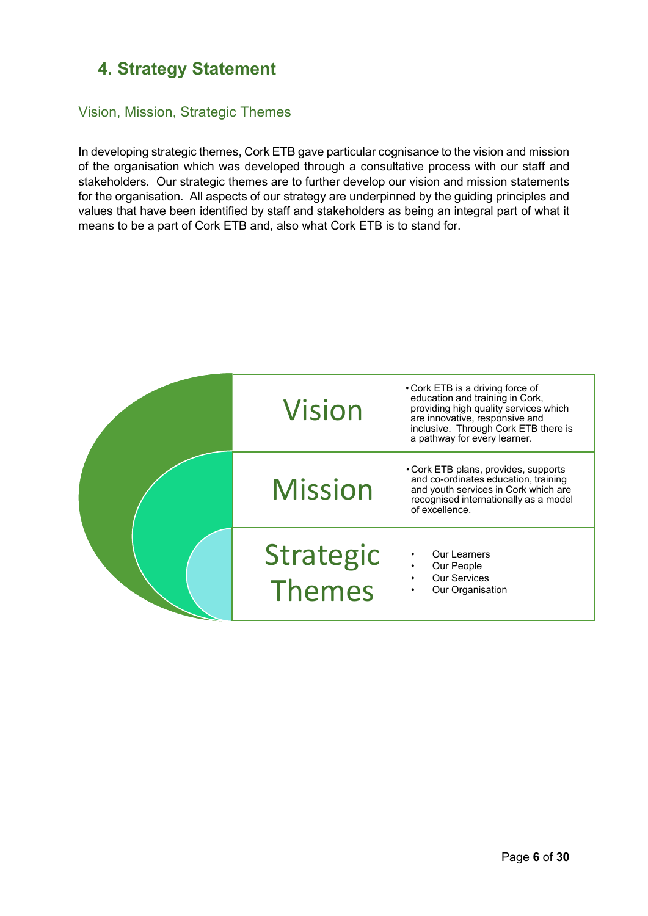## 4. Strategy Statement

### Vision, Mission, Strategic Themes

In developing strategic themes, Cork ETB gave particular cognisance to the vision and mission of the organisation which was developed through a consultative process with our staff and stakeholders. Our strategic themes are to further develop our vision and mission statements for the organisation. All aspects of our strategy are underpinned by the guiding principles and values that have been identified by staff and stakeholders as being an integral part of what it means to be a part of Cork ETB and, also what Cork ETB is to stand for.

| | |
|---|---|
| Vision | • Cork ETB is a driving force of education and training in Cork, providing high quality services which are innovative, responsive and inclusive. Through Cork ETB there is a pathway for every learner. |
| Mission | • Cork ETB plans, provides, supports and co-ordinates education, training and youth services in Cork which are recognised internationally as a model of excellence. |
| Strategic Themes | • Our Learners<br>• Our People<br>• Our Services<br>• Our Organisation |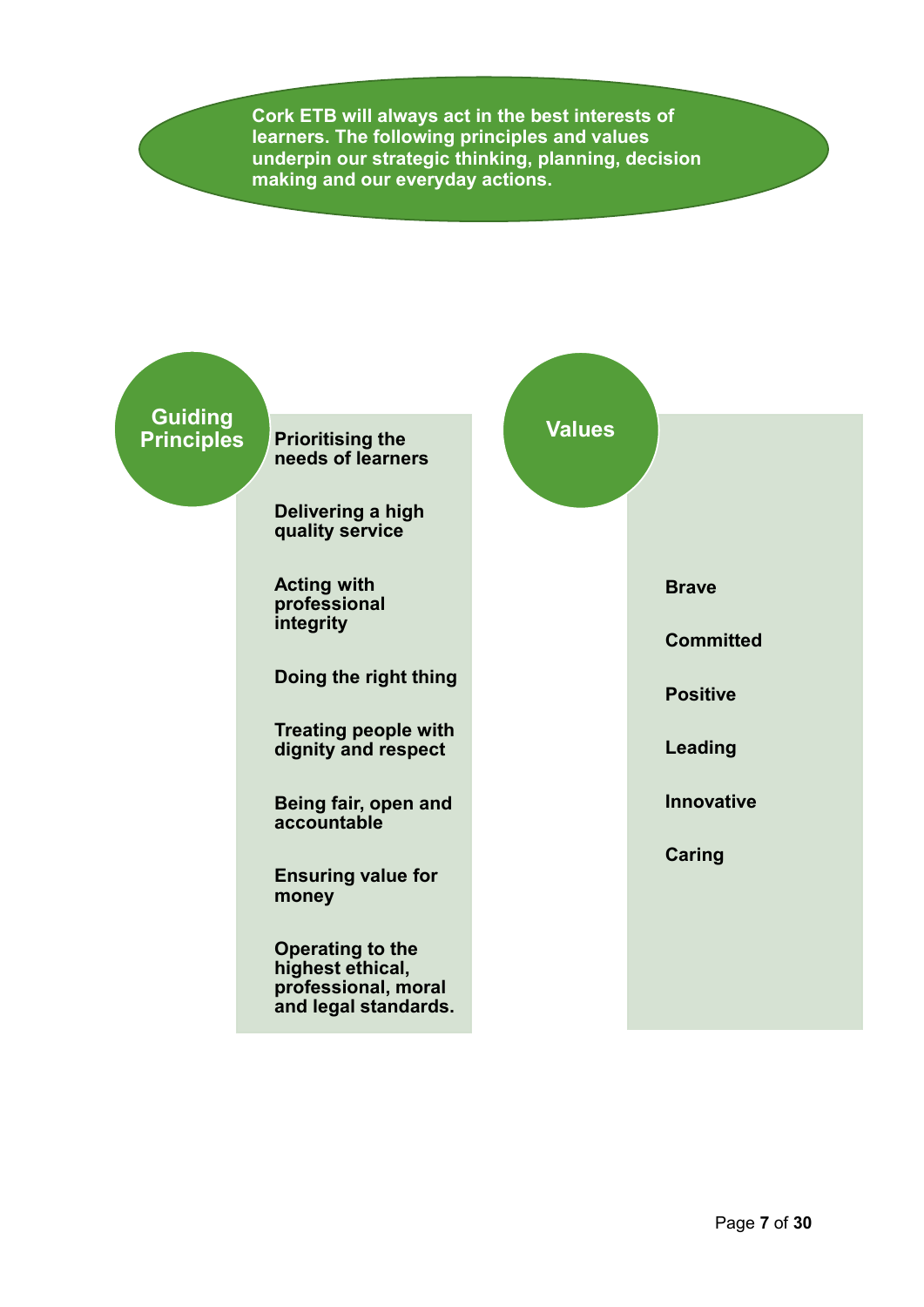**Cork ETB will always act in the best interests of learners. The following principles and values underpin our strategic thinking, planning, decision making and our everyday actions.**

## Guiding Principles

- **Prioritising the needs of learners**
- **Delivering a high quality service**
- **Acting with professional integrity**
- **Doing the right thing**
- **Treating people with dignity and respect**
- **Being fair, open and accountable**
- **Ensuring value for money**
- **Operating to the highest ethical, professional, moral and legal standards.**

## Values

- **Brave**
- **Committed**
- **Positive**
- **Leading**
- **Innovative**
- **Caring**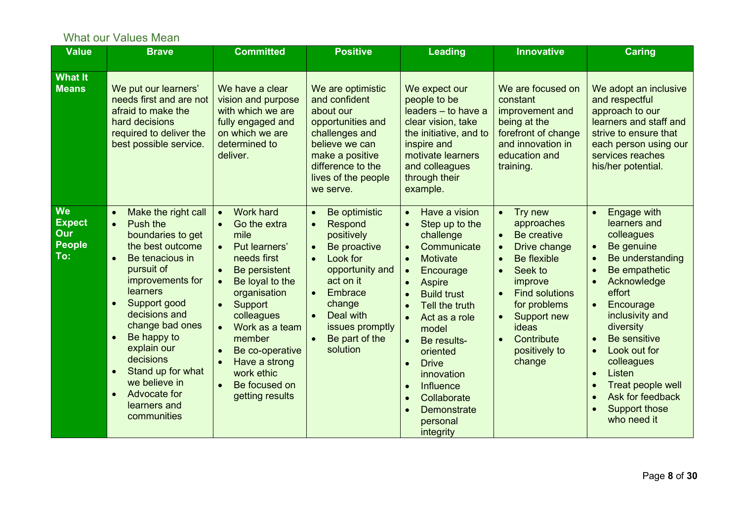## What our Values Mean

| Value | Brave | Committed | Positive | Leading | Innovative | Caring |
|---|---|---|---|---|---|---|
| **What It Means** | We put our learners' needs first and are not afraid to make the hard decisions required to deliver the best possible service. | We have a clear vision and purpose with which we are fully engaged and on which we are determined to deliver. | We are optimistic and confident about our opportunities and challenges and believe we can make a positive difference to the lives of the people we serve. | We expect our people to be leaders – to have a clear vision, take the initiative, and to inspire and motivate learners and colleagues through their example. | We are focused on constant improvement and being at the forefront of change and innovation in education and training. | We adopt an inclusive and respectful approach to our learners and staff and strive to ensure that each person using our services reaches his/her potential. |
| **We Expect Our People To:** | • Make the right call<br>• Push the boundaries to get the best outcome<br>• Be tenacious in pursuit of improvements for learners<br>• Support good decisions and change bad ones<br>• Be happy to explain our decisions<br>• Stand up for what we believe in<br>• Advocate for learners and communities | • Work hard<br>• Go the extra mile<br>• Put learners' needs first<br>• Be persistent<br>• Be loyal to the organisation<br>• Support colleagues<br>• Work as a team member<br>• Be co-operative<br>• Have a strong work ethic<br>• Be focused on getting results | • Be optimistic<br>• Respond positively<br>• Be proactive<br>• Look for opportunity and act on it<br>• Embrace change<br>• Deal with issues promptly<br>• Be part of the solution | • Have a vision<br>• Step up to the challenge<br>• Communicate<br>• Motivate<br>• Encourage<br>• Aspire<br>• Build trust<br>• Tell the truth<br>• Act as a role model<br>• Be results-oriented<br>• Drive innovation<br>• Influence<br>• Collaborate<br>• Demonstrate personal integrity | • Try new approaches<br>• Be creative<br>• Drive change<br>• Be flexible<br>• Seek to improve<br>• Find solutions for problems<br>• Support new ideas<br>• Contribute positively to change | • Engage with learners and colleagues<br>• Be genuine<br>• Be understanding<br>• Be empathetic<br>• Acknowledge effort<br>• Encourage inclusivity and diversity<br>• Be sensitive<br>• Look out for colleagues<br>• Listen<br>• Treat people well<br>• Ask for feedback<br>• Support those who need it |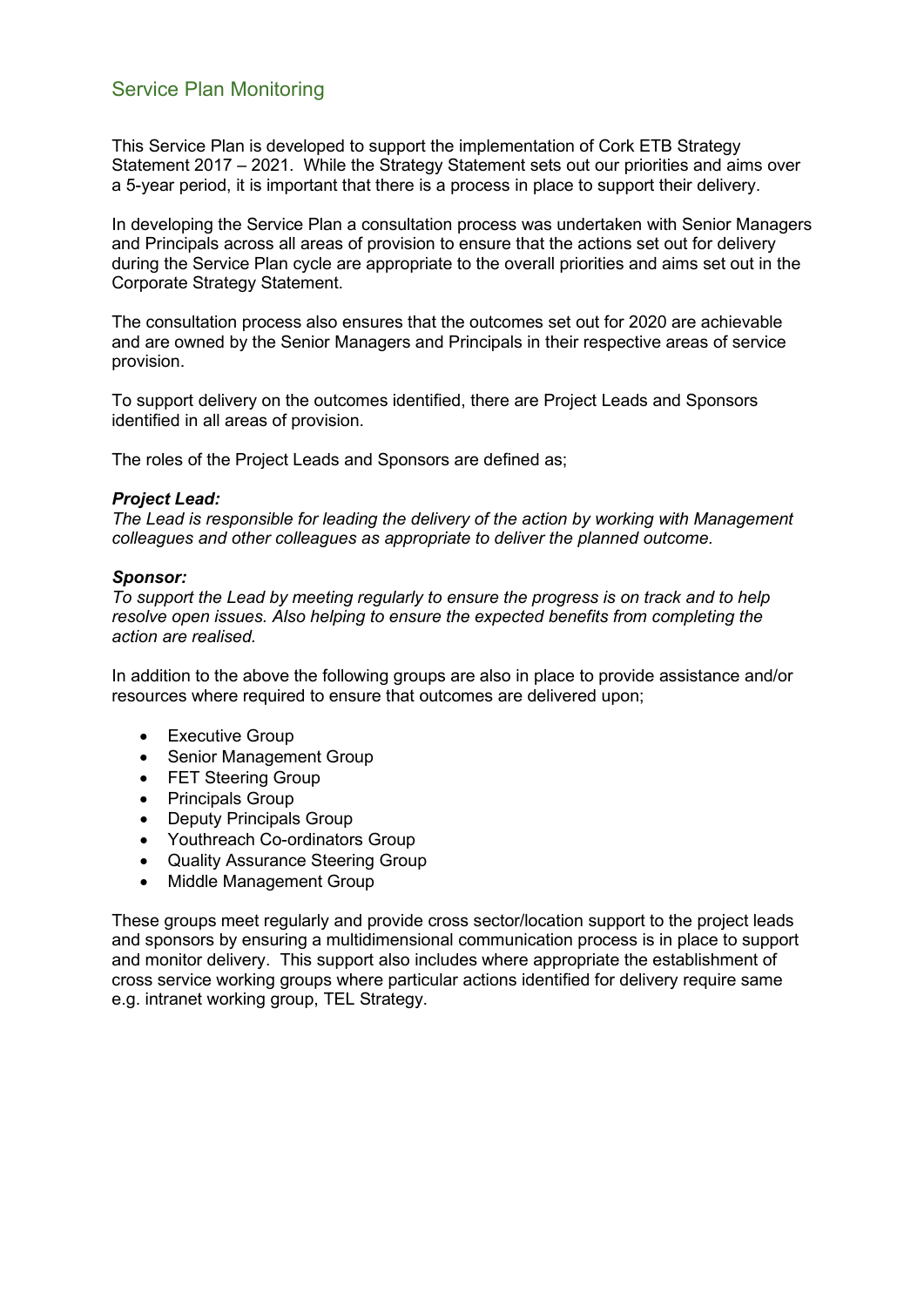## Service Plan Monitoring

This Service Plan is developed to support the implementation of Cork ETB Strategy Statement 2017 – 2021. While the Strategy Statement sets out our priorities and aims over a 5-year period, it is important that there is a process in place to support their delivery.

In developing the Service Plan a consultation process was undertaken with Senior Managers and Principals across all areas of provision to ensure that the actions set out for delivery during the Service Plan cycle are appropriate to the overall priorities and aims set out in the Corporate Strategy Statement.

The consultation process also ensures that the outcomes set out for 2020 are achievable and are owned by the Senior Managers and Principals in their respective areas of service provision.

To support delivery on the outcomes identified, there are Project Leads and Sponsors identified in all areas of provision.

The roles of the Project Leads and Sponsors are defined as;

***Project Lead:***
*The Lead is responsible for leading the delivery of the action by working with Management colleagues and other colleagues as appropriate to deliver the planned outcome.*

***Sponsor:***
*To support the Lead by meeting regularly to ensure the progress is on track and to help resolve open issues. Also helping to ensure the expected benefits from completing the action are realised.*

In addition to the above the following groups are also in place to provide assistance and/or resources where required to ensure that outcomes are delivered upon;

- Executive Group
- Senior Management Group
- FET Steering Group
- Principals Group
- Deputy Principals Group
- Youthreach Co-ordinators Group
- Quality Assurance Steering Group
- Middle Management Group

These groups meet regularly and provide cross sector/location support to the project leads and sponsors by ensuring a multidimensional communication process is in place to support and monitor delivery. This support also includes where appropriate the establishment of cross service working groups where particular actions identified for delivery require same e.g. intranet working group, TEL Strategy.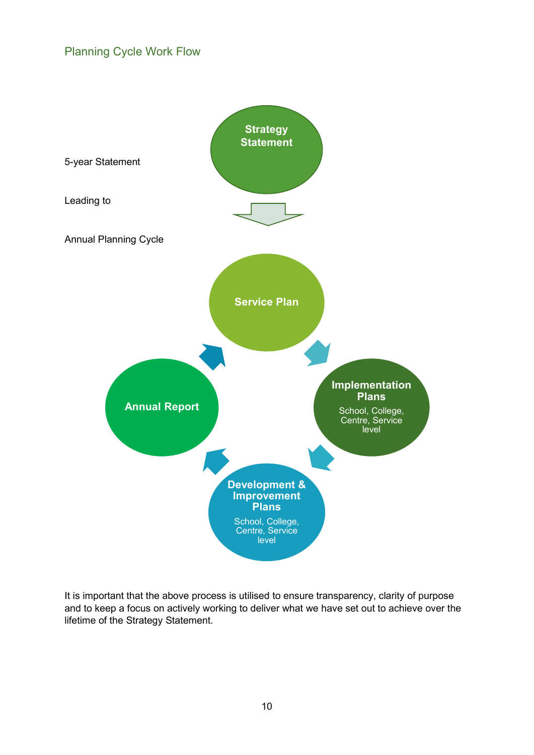## Planning Cycle Work Flow

5-year Statement

**Strategy Statement**

Leading to

Annual Planning Cycle

**Service Plan**

**Implementation Plans**
School, College, Centre, Service level

**Development & Improvement Plans**
School, College, Centre, Service level

**Annual Report**

It is important that the above process is utilised to ensure transparency, clarity of purpose and to keep a focus on actively working to deliver what we have set out to achieve over the lifetime of the Strategy Statement.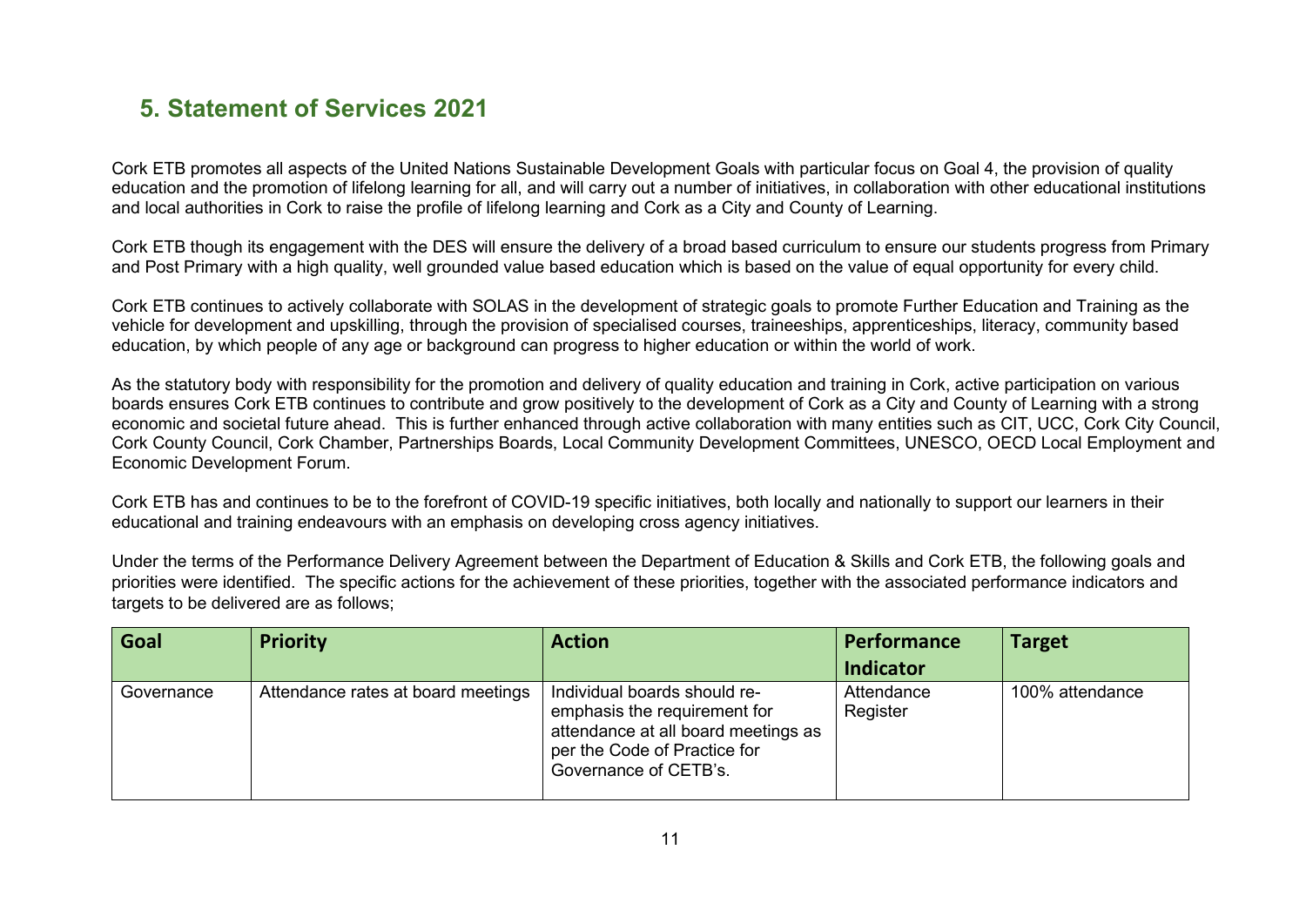## 5. Statement of Services 2021

Cork ETB promotes all aspects of the United Nations Sustainable Development Goals with particular focus on Goal 4, the provision of quality education and the promotion of lifelong learning for all, and will carry out a number of initiatives, in collaboration with other educational institutions and local authorities in Cork to raise the profile of lifelong learning and Cork as a City and County of Learning.

Cork ETB though its engagement with the DES will ensure the delivery of a broad based curriculum to ensure our students progress from Primary and Post Primary with a high quality, well grounded value based education which is based on the value of equal opportunity for every child.

Cork ETB continues to actively collaborate with SOLAS in the development of strategic goals to promote Further Education and Training as the vehicle for development and upskilling, through the provision of specialised courses, traineeships, apprenticeships, literacy, community based education, by which people of any age or background can progress to higher education or within the world of work.

As the statutory body with responsibility for the promotion and delivery of quality education and training in Cork, active participation on various boards ensures Cork ETB continues to contribute and grow positively to the development of Cork as a City and County of Learning with a strong economic and societal future ahead. This is further enhanced through active collaboration with many entities such as CIT, UCC, Cork City Council, Cork County Council, Cork Chamber, Partnerships Boards, Local Community Development Committees, UNESCO, OECD Local Employment and Economic Development Forum.

Cork ETB has and continues to be to the forefront of COVID-19 specific initiatives, both locally and nationally to support our learners in their educational and training endeavours with an emphasis on developing cross agency initiatives.

Under the terms of the Performance Delivery Agreement between the Department of Education & Skills and Cork ETB, the following goals and priorities were identified. The specific actions for the achievement of these priorities, together with the associated performance indicators and targets to be delivered are as follows;

| Goal | Priority | Action | Performance Indicator | Target |
|---|---|---|---|---|
| Governance | Attendance rates at board meetings | Individual boards should re-emphasis the requirement for attendance at all board meetings as per the Code of Practice for Governance of CETB's. | Attendance Register | 100% attendance |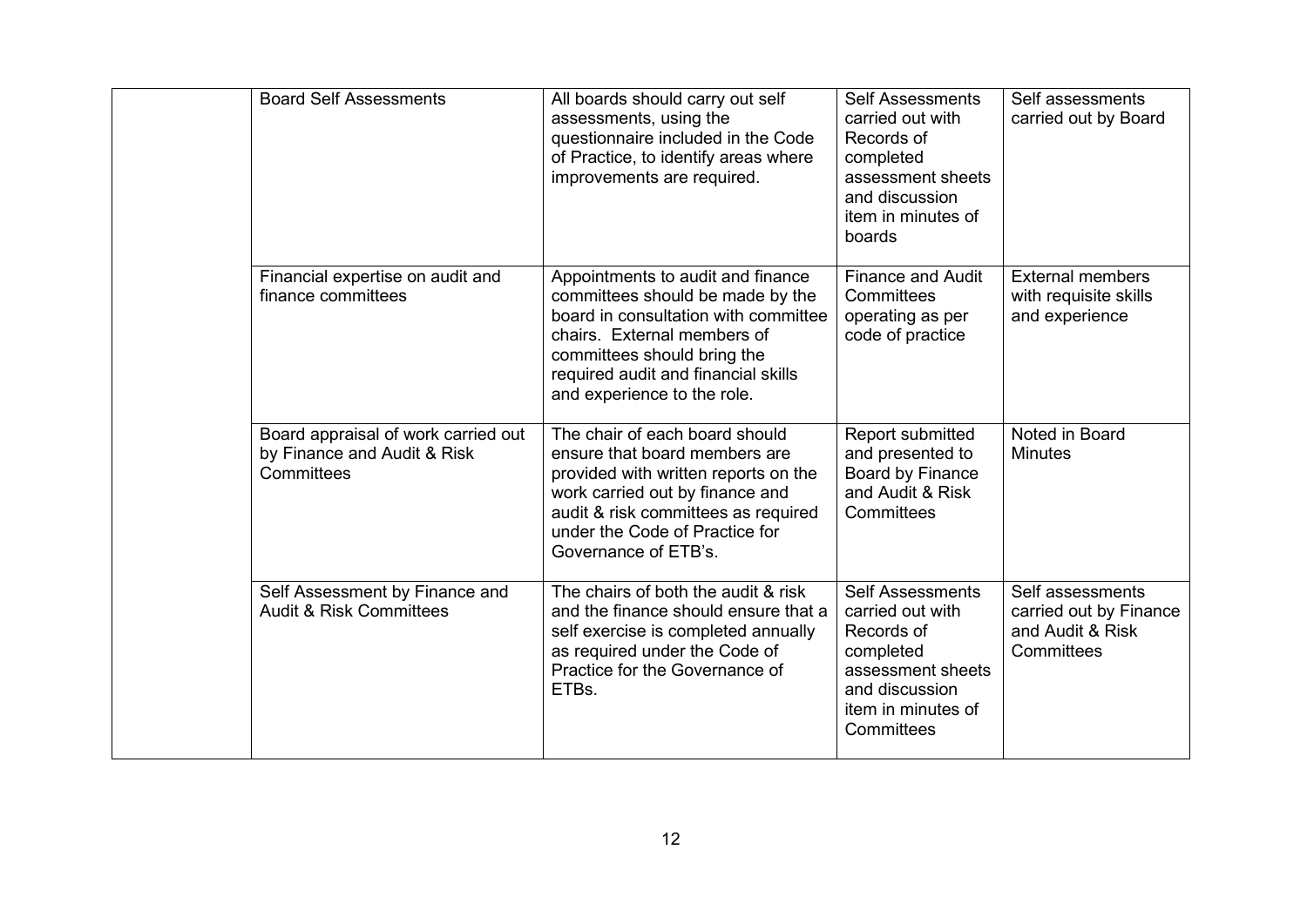| | | | | |
|---|---|---|---|---|
| | Board Self Assessments | All boards should carry out self assessments, using the questionnaire included in the Code of Practice, to identify areas where improvements are required. | Self Assessments carried out with Records of completed assessment sheets and discussion item in minutes of boards | Self assessments carried out by Board |
| | Financial expertise on audit and finance committees | Appointments to audit and finance committees should be made by the board in consultation with committee chairs. External members of committees should bring the required audit and financial skills and experience to the role. | Finance and Audit Committees operating as per code of practice | External members with requisite skills and experience |
| | Board appraisal of work carried out by Finance and Audit & Risk Committees | The chair of each board should ensure that board members are provided with written reports on the work carried out by finance and audit & risk committees as required under the Code of Practice for Governance of ETB's. | Report submitted and presented to Board by Finance and Audit & Risk Committees | Noted in Board Minutes |
| | Self Assessment by Finance and Audit & Risk Committees | The chairs of both the audit & risk and the finance should ensure that a self exercise is completed annually as required under the Code of Practice for the Governance of ETBs. | Self Assessments carried out with Records of completed assessment sheets and discussion item in minutes of Committees | Self assessments carried out by Finance and Audit & Risk Committees |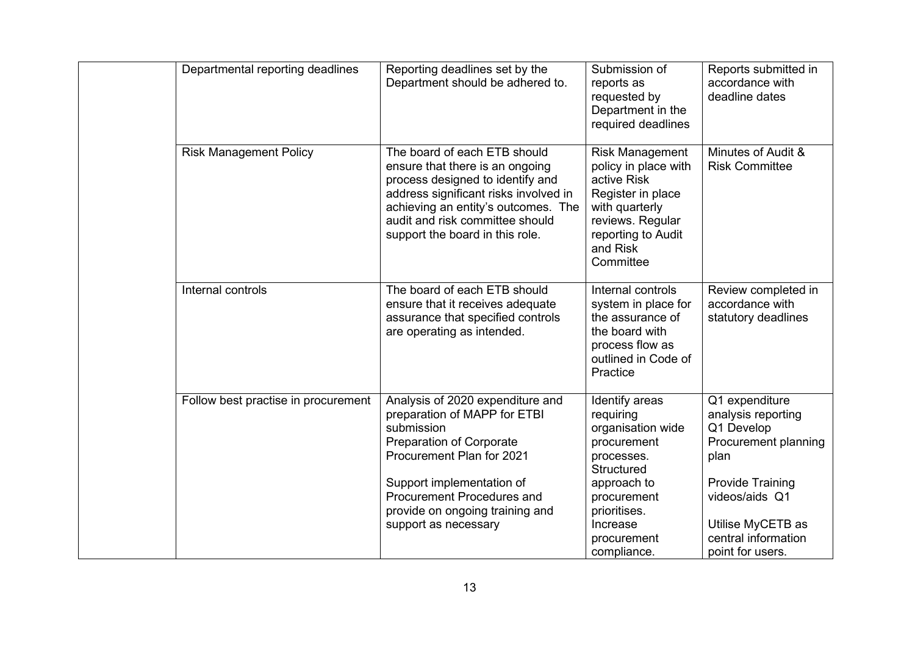| | | | | |
|---|---|---|---|---|
| | Departmental reporting deadlines | Reporting deadlines set by the Department should be adhered to. | Submission of reports as requested by Department in the required deadlines | Reports submitted in accordance with deadline dates |
| | Risk Management Policy | The board of each ETB should ensure that there is an ongoing process designed to identify and address significant risks involved in achieving an entity's outcomes. The audit and risk committee should support the board in this role. | Risk Management policy in place with active Risk Register in place with quarterly reviews. Regular reporting to Audit and Risk Committee | Minutes of Audit & Risk Committee |
| | Internal controls | The board of each ETB should ensure that it receives adequate assurance that specified controls are operating as intended. | Internal controls system in place for the assurance of the board with process flow as outlined in Code of Practice | Review completed in accordance with statutory deadlines |
| | Follow best practise in procurement | Analysis of 2020 expenditure and preparation of MAPP for ETBI submission<br>Preparation of Corporate Procurement Plan for 2021<br><br>Support implementation of Procurement Procedures and provide on ongoing training and support as necessary | Identify areas requiring organisation wide procurement processes. Structured approach to procurement prioritises. Increase procurement compliance. | Q1 expenditure analysis reporting<br>Q1 Develop Procurement planning plan<br><br>Provide Training videos/aids Q1<br><br>Utilise MyCETB as central information point for users. |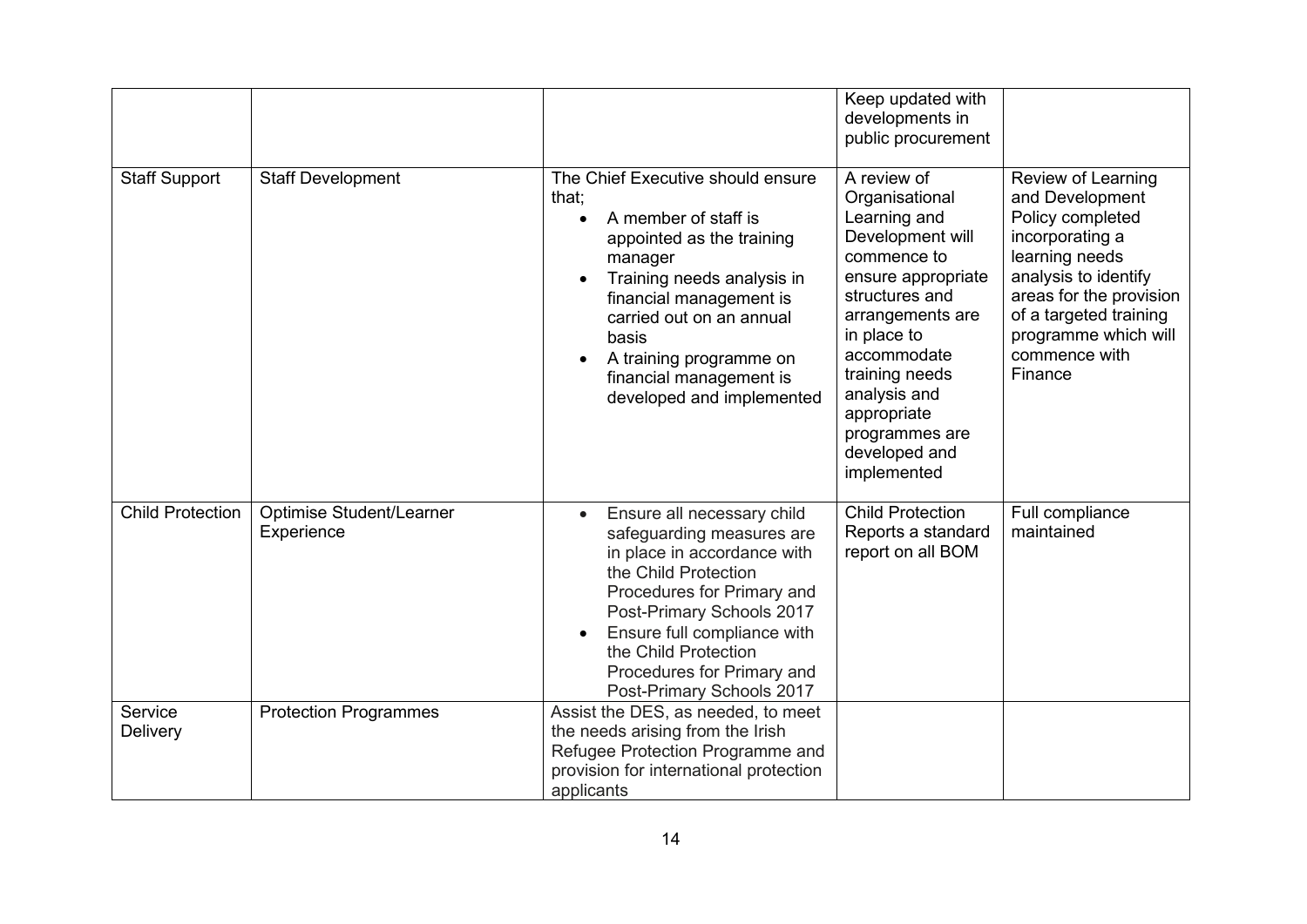| | | | | |
|---|---|---|---|---|
| | | | Keep updated with developments in public procurement | |
| Staff Support | Staff Development | The Chief Executive should ensure that;<br>• A member of staff is appointed as the training manager<br>• Training needs analysis in financial management is carried out on an annual basis<br>• A training programme on financial management is developed and implemented | A review of Organisational Learning and Development will commence to ensure appropriate structures and arrangements are in place to accommodate training needs analysis and appropriate programmes are developed and implemented | Review of Learning and Development Policy completed incorporating a learning needs analysis to identify areas for the provision of a targeted training programme which will commence with Finance |
| Child Protection | Optimise Student/Learner Experience | • Ensure all necessary child safeguarding measures are in place in accordance with the Child Protection Procedures for Primary and Post-Primary Schools 2017<br>• Ensure full compliance with the Child Protection Procedures for Primary and Post-Primary Schools 2017 | Child Protection Reports a standard report on all BOM | Full compliance maintained |
| Service Delivery | Protection Programmes | Assist the DES, as needed, to meet the needs arising from the Irish Refugee Protection Programme and provision for international protection applicants | | |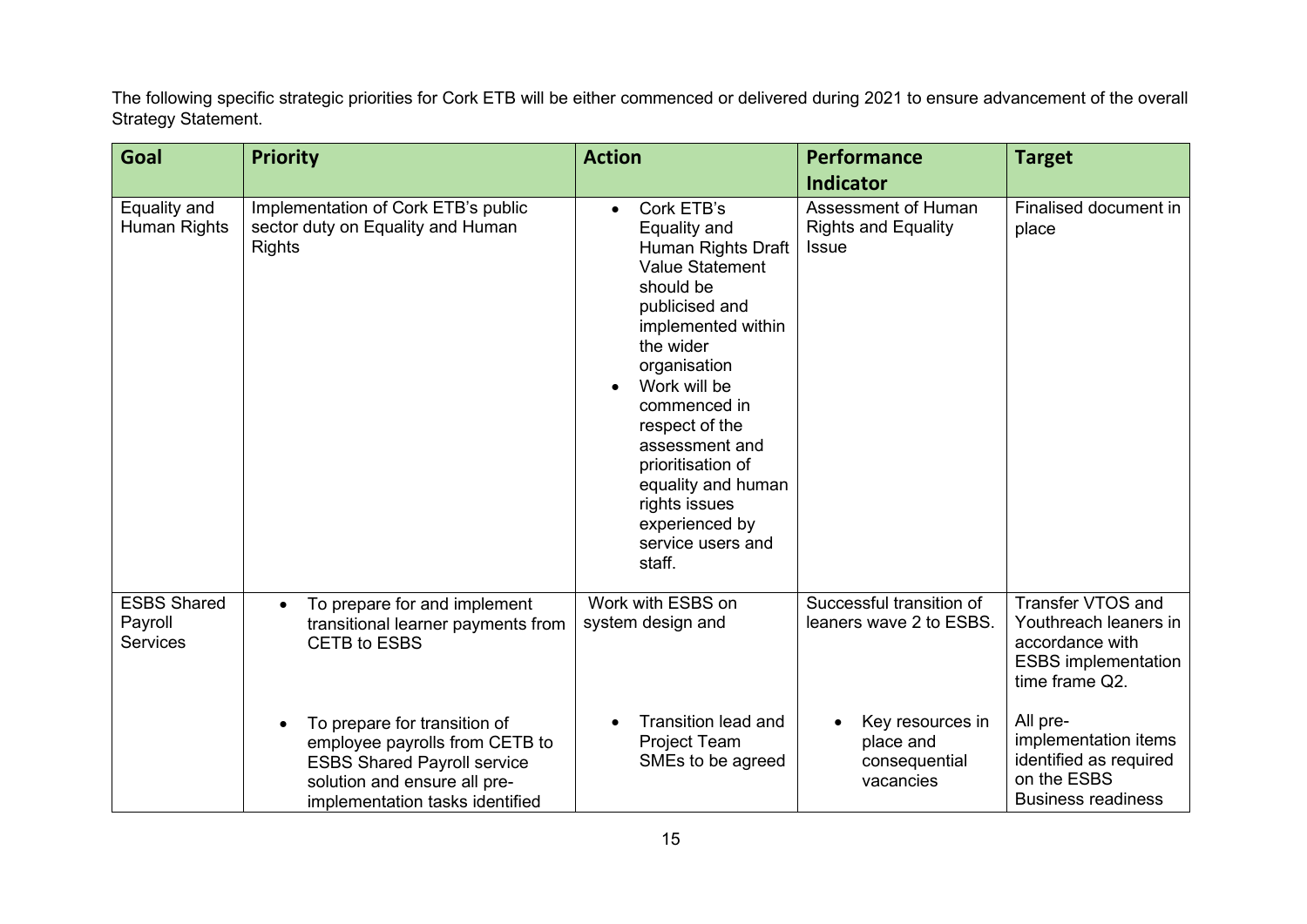The following specific strategic priorities for Cork ETB will be either commenced or delivered during 2021 to ensure advancement of the overall Strategy Statement.

| Goal | Priority | Action | Performance Indicator | Target |
|---|---|---|---|---|
| Equality and Human Rights | Implementation of Cork ETB's public sector duty on Equality and Human Rights | • Cork ETB's Equality and Human Rights Draft Value Statement should be publicised and implemented within the wider organisation<br>• Work will be commenced in respect of the assessment and prioritisation of equality and human rights issues experienced by service users and staff. | Assessment of Human Rights and Equality Issue | Finalised document in place |
| ESBS Shared Payroll Services | • To prepare for and implement transitional learner payments from CETB to ESBS | Work with ESBS on system design and | Successful transition of leaners wave 2 to ESBS. | Transfer VTOS and Youthreach leaners in accordance with ESBS implementation time frame Q2. |
| | • To prepare for transition of employee payrolls from CETB to ESBS Shared Payroll service solution and ensure all pre-implementation tasks identified | • Transition lead and Project Team SMEs to be agreed | • Key resources in place and consequential vacancies | All pre-implementation items identified as required on the ESBS Business readiness |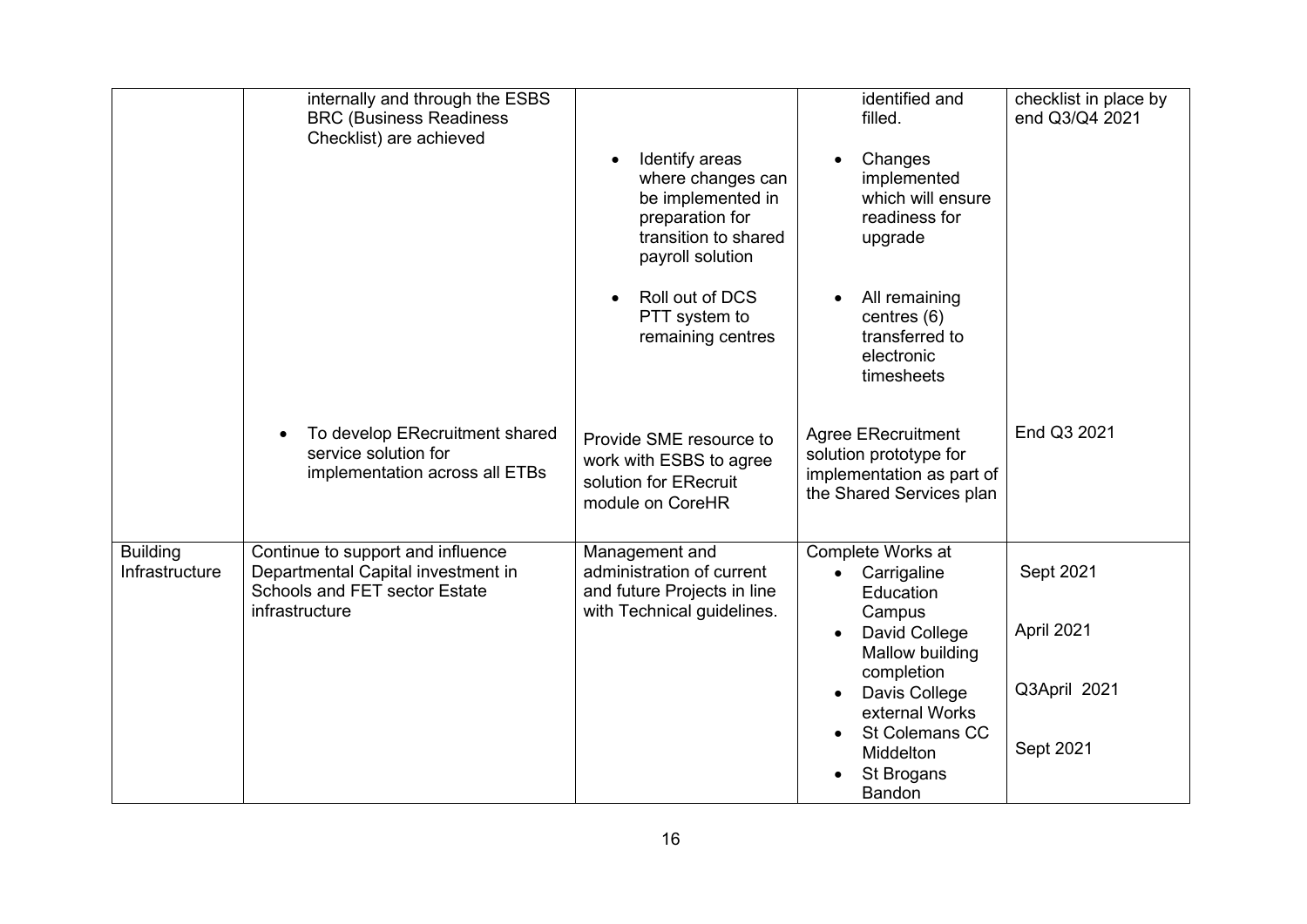| | | | | |
|---|---|---|---|---|
| | internally and through the ESBS BRC (Business Readiness Checklist) are achieved | • Identify areas where changes can be implemented in preparation for transition to shared payroll solution<br>• Roll out of DCS PTT system to remaining centres | identified and filled.<br>• Changes implemented which will ensure readiness for upgrade<br>• All remaining centres (6) transferred to electronic timesheets | checklist in place by end Q3/Q4 2021 |
| | • To develop ERecruitment shared service solution for implementation across all ETBs | Provide SME resource to work with ESBS to agree solution for ERecruit module on CoreHR | Agree ERecruitment solution prototype for implementation as part of the Shared Services plan | End Q3 2021 |
| Building Infrastructure | Continue to support and influence Departmental Capital investment in Schools and FET sector Estate infrastructure | Management and administration of current and future Projects in line with Technical guidelines. | Complete Works at<br>• Carrigaline Education Campus<br>• David College Mallow building completion<br>• Davis College external Works<br>• St Colemans CC Middelton<br>• St Brogans Bandon | Sept 2021<br>April 2021<br>Q3April 2021<br>Sept 2021 |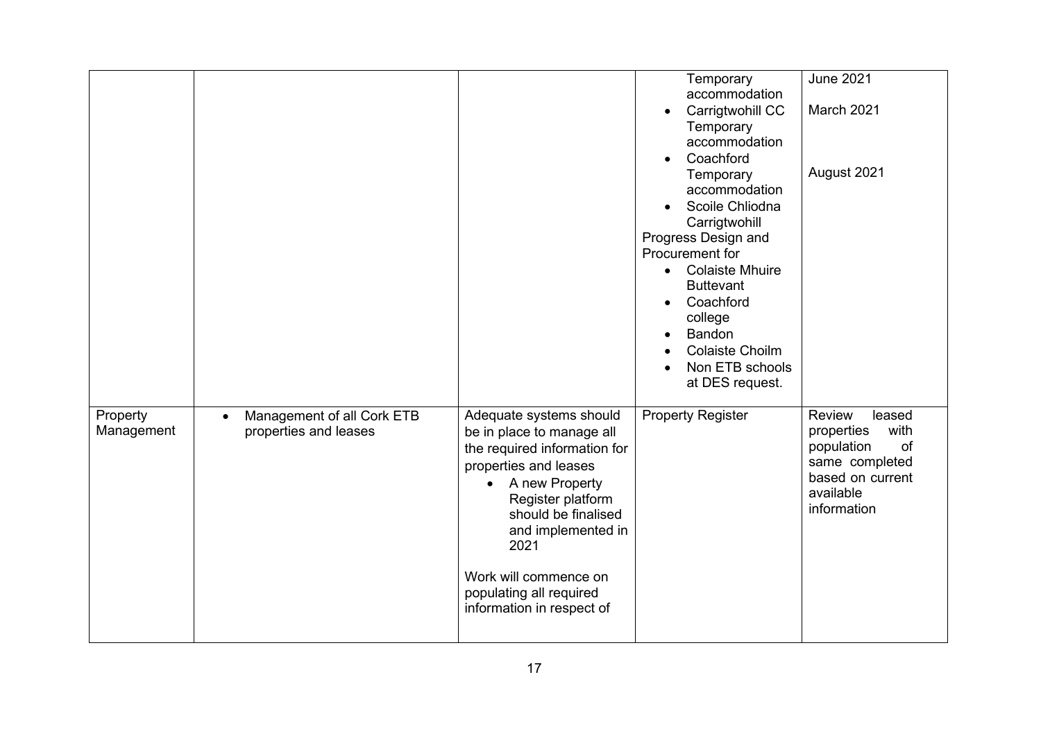| | | | | |
|---|---|---|---|---|
| | | | Temporary accommodation<br>• Carrigtwohill CC Temporary accommodation<br>• Coachford Temporary accommodation<br>• Scoile Chliodna Carrigtwohill<br>Progress Design and Procurement for<br>• Colaiste Mhuire Buttevant<br>• Coachford college<br>• Bandon<br>• Colaiste Choilm<br>• Non ETB schools at DES request. | June 2021<br><br>March 2021<br><br><br>August 2021 |
| Property Management | • Management of all Cork ETB properties and leases | Adequate systems should be in place to manage all the required information for properties and leases<br>• A new Property Register platform should be finalised and implemented in 2021<br><br>Work will commence on populating all required information in respect of | Property Register | Review leased properties with population of same completed based on current available information |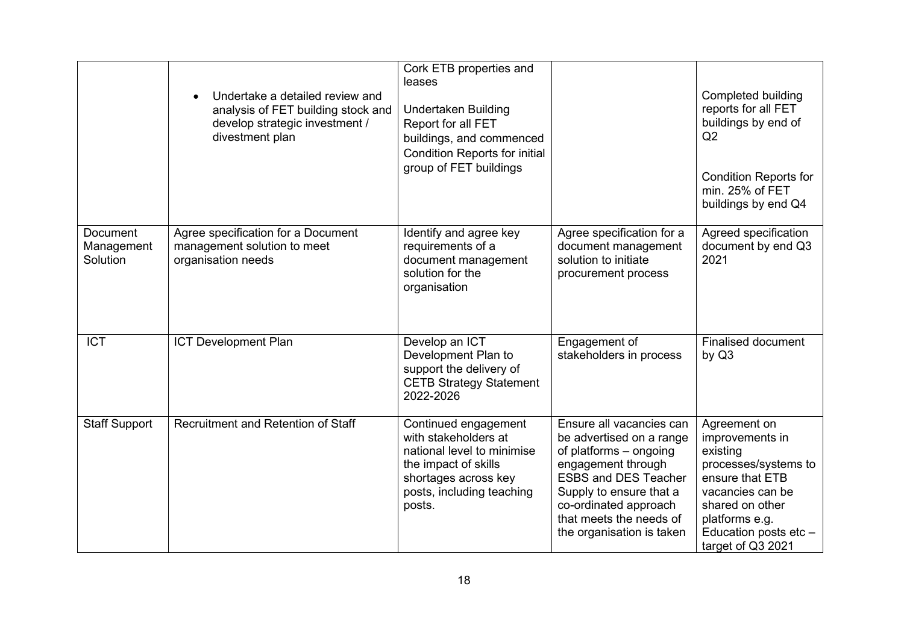| | | | | |
|---|---|---|---|---|
| | • Undertake a detailed review and analysis of FET building stock and develop strategic investment / divestment plan | Cork ETB properties and leases<br><br>Undertaken Building Report for all FET buildings, and commenced Condition Reports for initial group of FET buildings | | Completed building reports for all FET buildings by end of Q2<br><br>Condition Reports for min. 25% of FET buildings by end Q4 |
| Document Management Solution | Agree specification for a Document management solution to meet organisation needs | Identify and agree key requirements of a document management solution for the organisation | Agree specification for a document management solution to initiate procurement process | Agreed specification document by end Q3 2021 |
| ICT | ICT Development Plan | Develop an ICT Development Plan to support the delivery of CETB Strategy Statement 2022-2026 | Engagement of stakeholders in process | Finalised document by Q3 |
| Staff Support | Recruitment and Retention of Staff | Continued engagement with stakeholders at national level to minimise the impact of skills shortages across key posts, including teaching posts. | Ensure all vacancies can be advertised on a range of platforms – ongoing engagement through ESBS and DES Teacher Supply to ensure that a co-ordinated approach that meets the needs of the organisation is taken | Agreement on improvements in existing processes/systems to ensure that ETB vacancies can be shared on other platforms e.g. Education posts etc – target of Q3 2021 |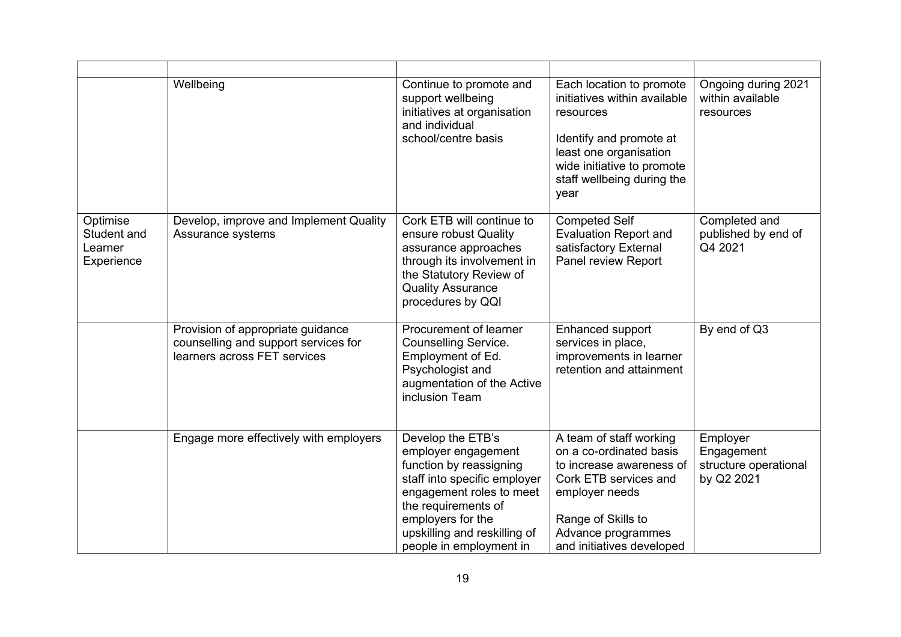| | | | | |
|---|---|---|---|---|
| | Wellbeing | Continue to promote and support wellbeing initiatives at organisation and individual school/centre basis | Each location to promote initiatives within available resources<br><br>Identify and promote at least one organisation wide initiative to promote staff wellbeing during the year | Ongoing during 2021 within available resources |
| Optimise Student and Learner Experience | Develop, improve and Implement Quality Assurance systems | Cork ETB will continue to ensure robust Quality assurance approaches through its involvement in the Statutory Review of Quality Assurance procedures by QQI | Competed Self Evaluation Report and satisfactory External Panel review Report | Completed and published by end of Q4 2021 |
| | Provision of appropriate guidance counselling and support services for learners across FET services | Procurement of learner Counselling Service. Employment of Ed. Psychologist and augmentation of the Active inclusion Team | Enhanced support services in place, improvements in learner retention and attainment | By end of Q3 |
| | Engage more effectively with employers | Develop the ETB's employer engagement function by reassigning staff into specific employer engagement roles to meet the requirements of employers for the upskilling and reskilling of people in employment in | A team of staff working on a co-ordinated basis to increase awareness of Cork ETB services and employer needs<br><br>Range of Skills to Advance programmes and initiatives developed | Employer Engagement structure operational by Q2 2021 |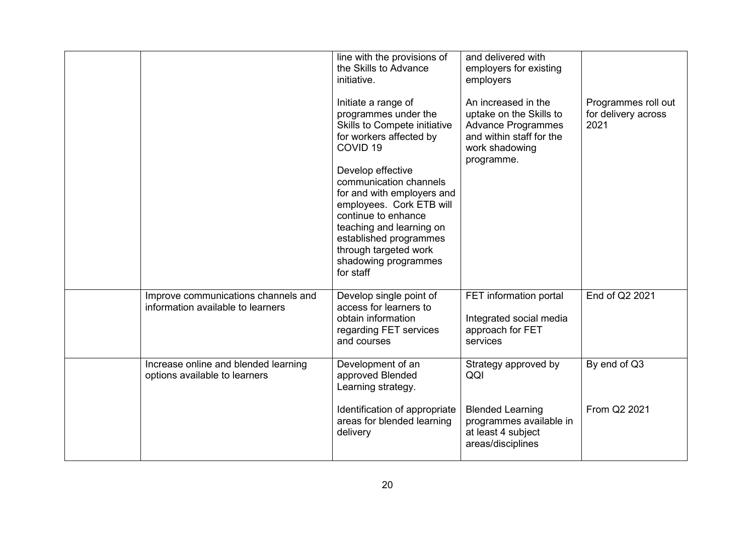| | | | | |
|---|---|---|---|---|
| | | line with the provisions of the Skills to Advance initiative.<br><br>Initiate a range of programmes under the Skills to Compete initiative for workers affected by COVID 19<br><br>Develop effective communication channels for and with employers and employees. Cork ETB will continue to enhance teaching and learning on established programmes through targeted work shadowing programmes for staff | and delivered with employers for existing employers<br><br>An increased in the uptake on the Skills to Advance Programmes and within staff for the work shadowing programme. | <br><br><br><br>Programmes roll out for delivery across 2021 |
| | Improve communications channels and information available to learners | Develop single point of access for learners to obtain information regarding FET services and courses | FET information portal<br><br>Integrated social media approach for FET services | End of Q2 2021 |
| | Increase online and blended learning options available to learners | Development of an approved Blended Learning strategy.<br><br>Identification of appropriate areas for blended learning delivery | Strategy approved by QQI<br><br>Blended Learning programmes available in at least 4 subject areas/disciplines | By end of Q3<br><br>From Q2 2021 |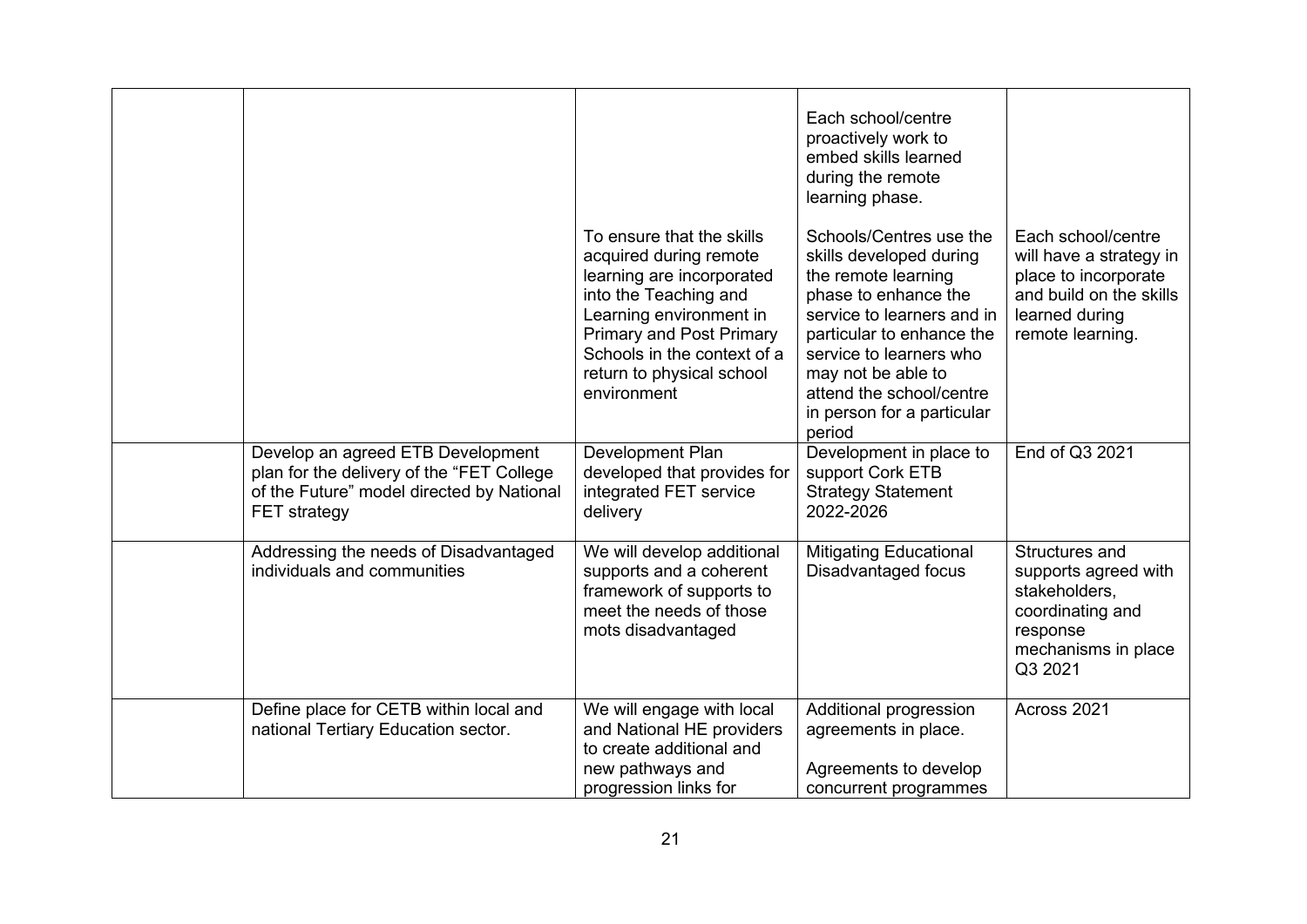| | | | | |
|---|---|---|---|---|
| | | | Each school/centre proactively work to embed skills learned during the remote learning phase. | |
| | | To ensure that the skills acquired during remote learning are incorporated into the Teaching and Learning environment in Primary and Post Primary Schools in the context of a return to physical school environment | Schools/Centres use the skills developed during the remote learning phase to enhance the service to learners and in particular to enhance the service to learners who may not be able to attend the school/centre in person for a particular period | Each school/centre will have a strategy in place to incorporate and build on the skills learned during remote learning. |
| | Develop an agreed ETB Development plan for the delivery of the "FET College of the Future" model directed by National FET strategy | Development Plan developed that provides for integrated FET service delivery | Development in place to support Cork ETB Strategy Statement 2022-2026 | End of Q3 2021 |
| | Addressing the needs of Disadvantaged individuals and communities | We will develop additional supports and a coherent framework of supports to meet the needs of those mots disadvantaged | Mitigating Educational Disadvantaged focus | Structures and supports agreed with stakeholders, coordinating and response mechanisms in place Q3 2021 |
| | Define place for CETB within local and national Tertiary Education sector. | We will engage with local and National HE providers to create additional and new pathways and progression links for | Additional progression agreements in place.<br><br>Agreements to develop concurrent programmes | Across 2021 |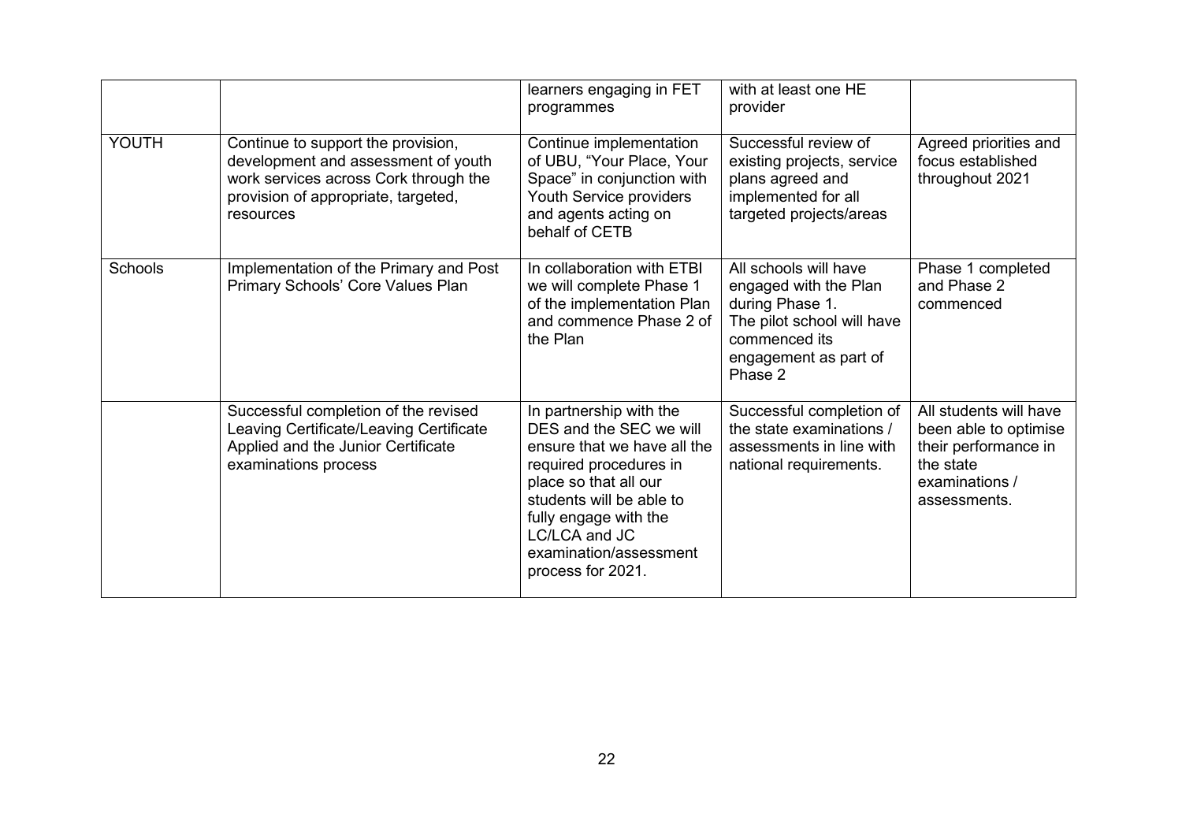| | | learners engaging in FET programmes | with at least one HE provider | |
|---|---|---|---|---|
| YOUTH | Continue to support the provision, development and assessment of youth work services across Cork through the provision of appropriate, targeted, resources | Continue implementation of UBU, "Your Place, Your Space" in conjunction with Youth Service providers and agents acting on behalf of CETB | Successful review of existing projects, service plans agreed and implemented for all targeted projects/areas | Agreed priorities and focus established throughout 2021 |
| Schools | Implementation of the Primary and Post Primary Schools' Core Values Plan | In collaboration with ETBI we will complete Phase 1 of the implementation Plan and commence Phase 2 of the Plan | All schools will have engaged with the Plan during Phase 1. The pilot school will have commenced its engagement as part of Phase 2 | Phase 1 completed and Phase 2 commenced |
| | Successful completion of the revised Leaving Certificate/Leaving Certificate Applied and the Junior Certificate examinations process | In partnership with the DES and the SEC we will ensure that we have all the required procedures in place so that all our students will be able to fully engage with the LC/LCA and JC examination/assessment process for 2021. | Successful completion of the state examinations / assessments in line with national requirements. | All students will have been able to optimise their performance in the state examinations / assessments. |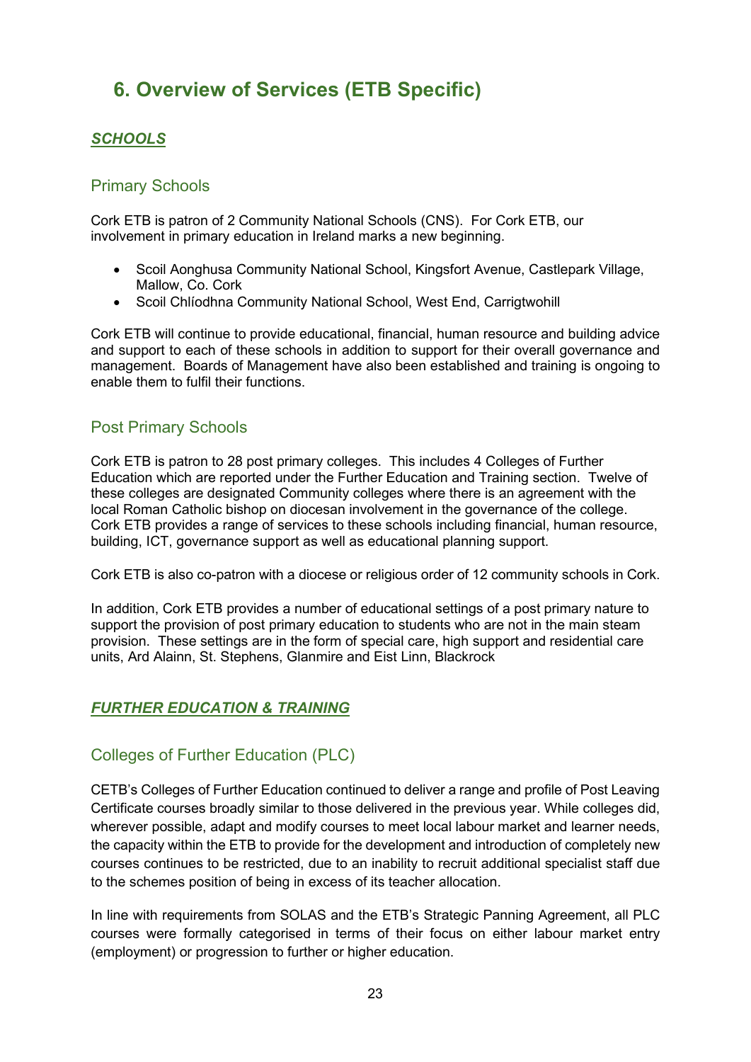# 6. Overview of Services (ETB Specific)

***SCHOOLS***

## Primary Schools

Cork ETB is patron of 2 Community National Schools (CNS). For Cork ETB, our involvement in primary education in Ireland marks a new beginning.

- Scoil Aonghusa Community National School, Kingsfort Avenue, Castlepark Village, Mallow, Co. Cork
- Scoil Chlíodhna Community National School, West End, Carrigtwohill

Cork ETB will continue to provide educational, financial, human resource and building advice and support to each of these schools in addition to support for their overall governance and management. Boards of Management have also been established and training is ongoing to enable them to fulfil their functions.

## Post Primary Schools

Cork ETB is patron to 28 post primary colleges. This includes 4 Colleges of Further Education which are reported under the Further Education and Training section. Twelve of these colleges are designated Community colleges where there is an agreement with the local Roman Catholic bishop on diocesan involvement in the governance of the college. Cork ETB provides a range of services to these schools including financial, human resource, building, ICT, governance support as well as educational planning support.

Cork ETB is also co-patron with a diocese or religious order of 12 community schools in Cork.

In addition, Cork ETB provides a number of educational settings of a post primary nature to support the provision of post primary education to students who are not in the main steam provision. These settings are in the form of special care, high support and residential care units, Ard Alainn, St. Stephens, Glanmire and Eist Linn, Blackrock

***FURTHER EDUCATION & TRAINING***

## Colleges of Further Education (PLC)

CETB's Colleges of Further Education continued to deliver a range and profile of Post Leaving Certificate courses broadly similar to those delivered in the previous year. While colleges did, wherever possible, adapt and modify courses to meet local labour market and learner needs, the capacity within the ETB to provide for the development and introduction of completely new courses continues to be restricted, due to an inability to recruit additional specialist staff due to the schemes position of being in excess of its teacher allocation.

In line with requirements from SOLAS and the ETB's Strategic Panning Agreement, all PLC courses were formally categorised in terms of their focus on either labour market entry (employment) or progression to further or higher education.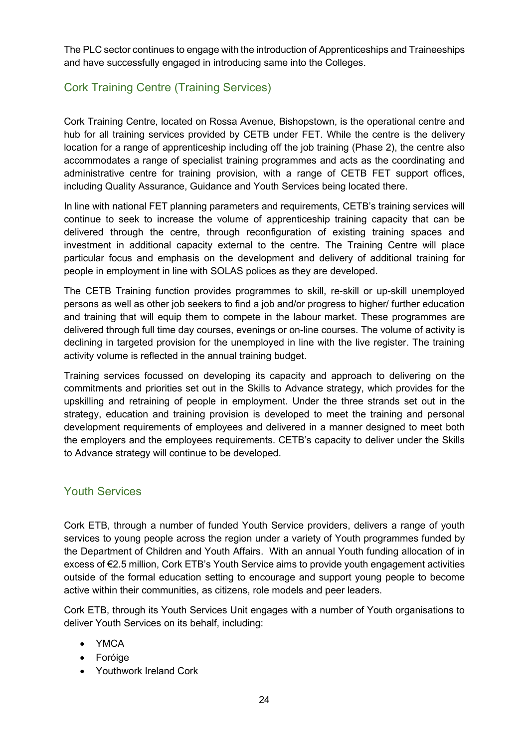The PLC sector continues to engage with the introduction of Apprenticeships and Traineeships and have successfully engaged in introducing same into the Colleges.

## Cork Training Centre (Training Services)

Cork Training Centre, located on Rossa Avenue, Bishopstown, is the operational centre and hub for all training services provided by CETB under FET. While the centre is the delivery location for a range of apprenticeship including off the job training (Phase 2), the centre also accommodates a range of specialist training programmes and acts as the coordinating and administrative centre for training provision, with a range of CETB FET support offices, including Quality Assurance, Guidance and Youth Services being located there.

In line with national FET planning parameters and requirements, CETB's training services will continue to seek to increase the volume of apprenticeship training capacity that can be delivered through the centre, through reconfiguration of existing training spaces and investment in additional capacity external to the centre. The Training Centre will place particular focus and emphasis on the development and delivery of additional training for people in employment in line with SOLAS polices as they are developed.

The CETB Training function provides programmes to skill, re-skill or up-skill unemployed persons as well as other job seekers to find a job and/or progress to higher/ further education and training that will equip them to compete in the labour market. These programmes are delivered through full time day courses, evenings or on-line courses. The volume of activity is declining in targeted provision for the unemployed in line with the live register. The training activity volume is reflected in the annual training budget.

Training services focussed on developing its capacity and approach to delivering on the commitments and priorities set out in the Skills to Advance strategy, which provides for the upskilling and retraining of people in employment. Under the three strands set out in the strategy, education and training provision is developed to meet the training and personal development requirements of employees and delivered in a manner designed to meet both the employers and the employees requirements. CETB's capacity to deliver under the Skills to Advance strategy will continue to be developed.

## Youth Services

Cork ETB, through a number of funded Youth Service providers, delivers a range of youth services to young people across the region under a variety of Youth programmes funded by the Department of Children and Youth Affairs. With an annual Youth funding allocation of in excess of €2.5 million, Cork ETB's Youth Service aims to provide youth engagement activities outside of the formal education setting to encourage and support young people to become active within their communities, as citizens, role models and peer leaders.

Cork ETB, through its Youth Services Unit engages with a number of Youth organisations to deliver Youth Services on its behalf, including:

- YMCA
- Foróige
- Youthwork Ireland Cork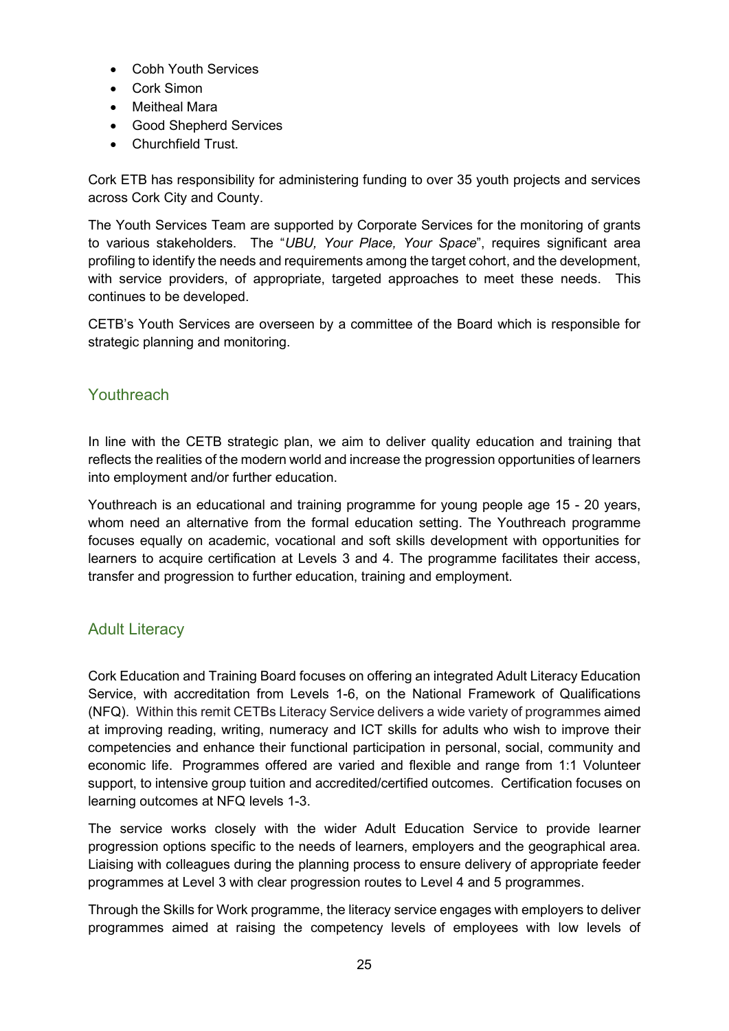- Cobh Youth Services
- Cork Simon
- Meitheal Mara
- Good Shepherd Services
- Churchfield Trust.

Cork ETB has responsibility for administering funding to over 35 youth projects and services across Cork City and County.

The Youth Services Team are supported by Corporate Services for the monitoring of grants to various stakeholders. The "*UBU, Your Place, Your Space*", requires significant area profiling to identify the needs and requirements among the target cohort, and the development, with service providers, of appropriate, targeted approaches to meet these needs. This continues to be developed.

CETB's Youth Services are overseen by a committee of the Board which is responsible for strategic planning and monitoring.

## Youthreach

In line with the CETB strategic plan, we aim to deliver quality education and training that reflects the realities of the modern world and increase the progression opportunities of learners into employment and/or further education.

Youthreach is an educational and training programme for young people age 15 - 20 years, whom need an alternative from the formal education setting. The Youthreach programme focuses equally on academic, vocational and soft skills development with opportunities for learners to acquire certification at Levels 3 and 4. The programme facilitates their access, transfer and progression to further education, training and employment.

## Adult Literacy

Cork Education and Training Board focuses on offering an integrated Adult Literacy Education Service, with accreditation from Levels 1-6, on the National Framework of Qualifications (NFQ). Within this remit CETBs Literacy Service delivers a wide variety of programmes aimed at improving reading, writing, numeracy and ICT skills for adults who wish to improve their competencies and enhance their functional participation in personal, social, community and economic life. Programmes offered are varied and flexible and range from 1:1 Volunteer support, to intensive group tuition and accredited/certified outcomes. Certification focuses on learning outcomes at NFQ levels 1-3.

The service works closely with the wider Adult Education Service to provide learner progression options specific to the needs of learners, employers and the geographical area. Liaising with colleagues during the planning process to ensure delivery of appropriate feeder programmes at Level 3 with clear progression routes to Level 4 and 5 programmes.

Through the Skills for Work programme, the literacy service engages with employers to deliver programmes aimed at raising the competency levels of employees with low levels of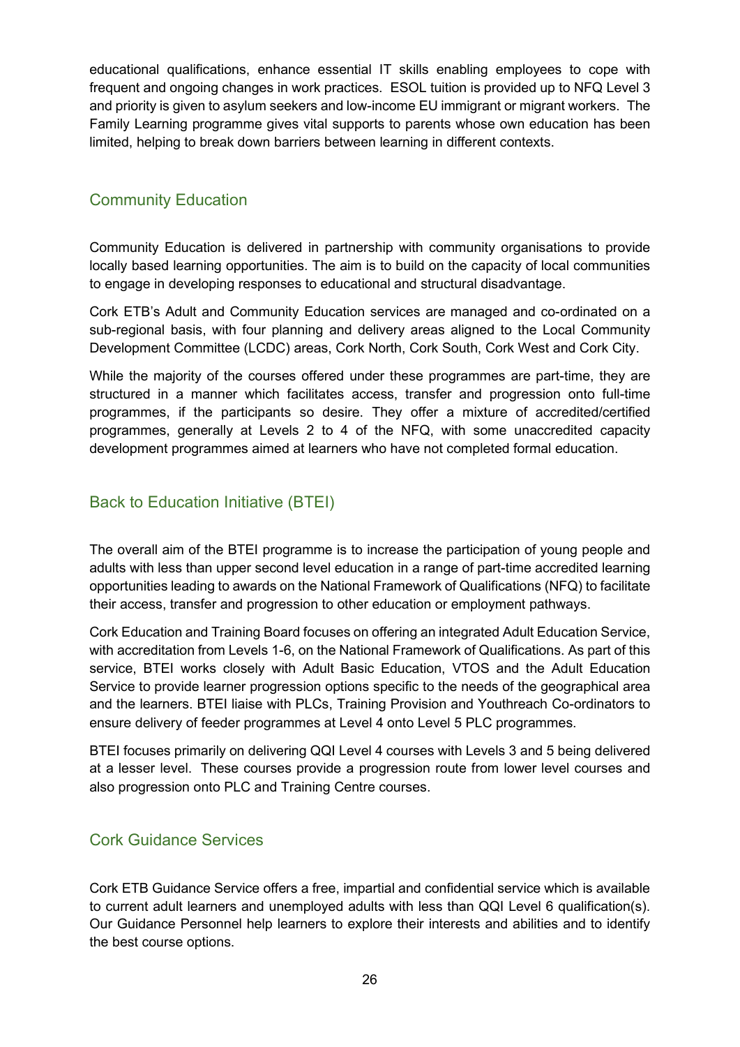educational qualifications, enhance essential IT skills enabling employees to cope with frequent and ongoing changes in work practices. ESOL tuition is provided up to NFQ Level 3 and priority is given to asylum seekers and low-income EU immigrant or migrant workers. The Family Learning programme gives vital supports to parents whose own education has been limited, helping to break down barriers between learning in different contexts.

## Community Education

Community Education is delivered in partnership with community organisations to provide locally based learning opportunities. The aim is to build on the capacity of local communities to engage in developing responses to educational and structural disadvantage.

Cork ETB's Adult and Community Education services are managed and co-ordinated on a sub-regional basis, with four planning and delivery areas aligned to the Local Community Development Committee (LCDC) areas, Cork North, Cork South, Cork West and Cork City.

While the majority of the courses offered under these programmes are part-time, they are structured in a manner which facilitates access, transfer and progression onto full-time programmes, if the participants so desire. They offer a mixture of accredited/certified programmes, generally at Levels 2 to 4 of the NFQ, with some unaccredited capacity development programmes aimed at learners who have not completed formal education.

## Back to Education Initiative (BTEI)

The overall aim of the BTEI programme is to increase the participation of young people and adults with less than upper second level education in a range of part-time accredited learning opportunities leading to awards on the National Framework of Qualifications (NFQ) to facilitate their access, transfer and progression to other education or employment pathways.

Cork Education and Training Board focuses on offering an integrated Adult Education Service, with accreditation from Levels 1-6, on the National Framework of Qualifications. As part of this service, BTEI works closely with Adult Basic Education, VTOS and the Adult Education Service to provide learner progression options specific to the needs of the geographical area and the learners. BTEI liaise with PLCs, Training Provision and Youthreach Co-ordinators to ensure delivery of feeder programmes at Level 4 onto Level 5 PLC programmes.

BTEI focuses primarily on delivering QQI Level 4 courses with Levels 3 and 5 being delivered at a lesser level. These courses provide a progression route from lower level courses and also progression onto PLC and Training Centre courses.

## Cork Guidance Services

Cork ETB Guidance Service offers a free, impartial and confidential service which is available to current adult learners and unemployed adults with less than QQI Level 6 qualification(s). Our Guidance Personnel help learners to explore their interests and abilities and to identify the best course options.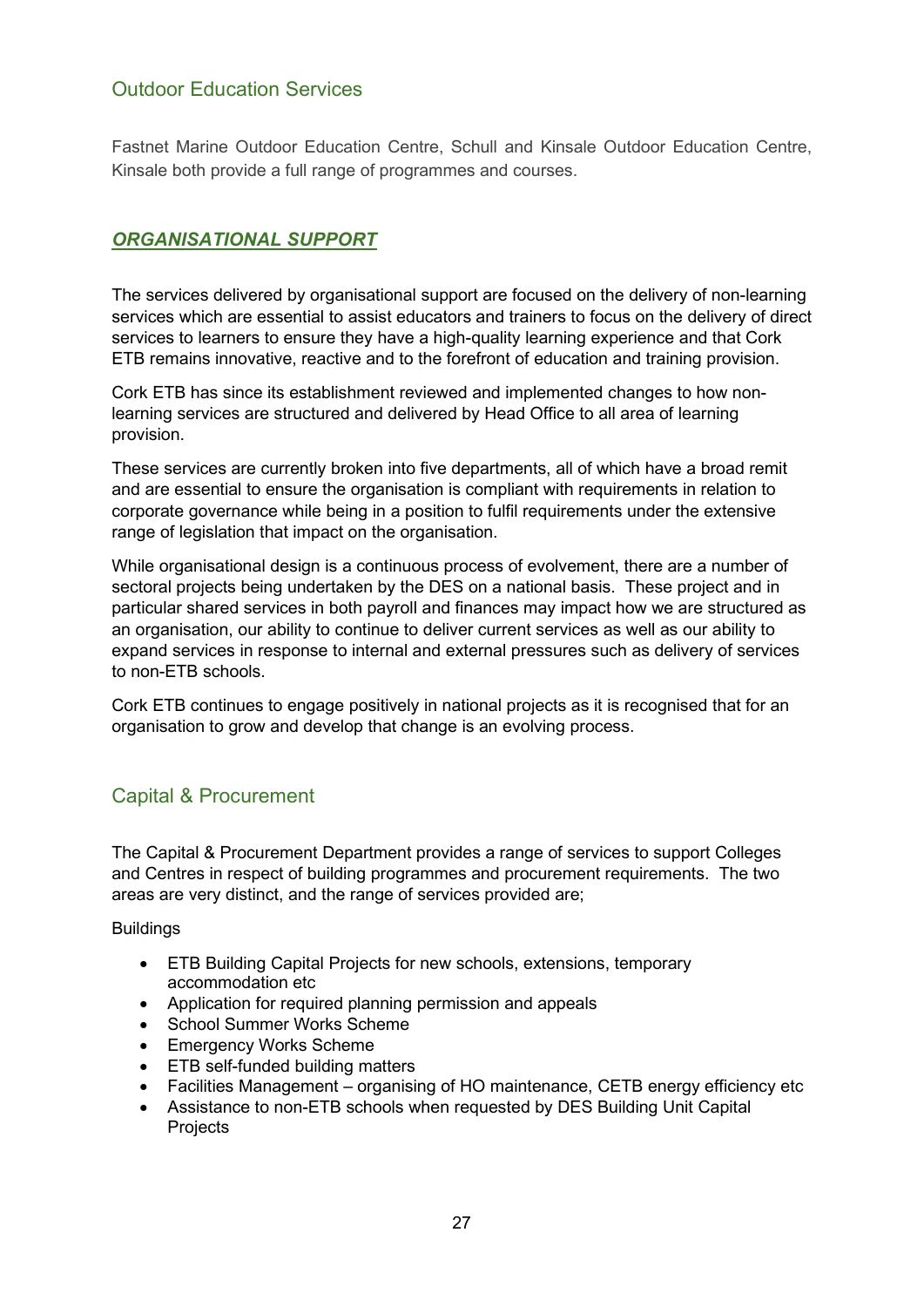## Outdoor Education Services

Fastnet Marine Outdoor Education Centre, Schull and Kinsale Outdoor Education Centre, Kinsale both provide a full range of programmes and courses.

## ***ORGANISATIONAL SUPPORT***

The services delivered by organisational support are focused on the delivery of non-learning services which are essential to assist educators and trainers to focus on the delivery of direct services to learners to ensure they have a high-quality learning experience and that Cork ETB remains innovative, reactive and to the forefront of education and training provision.

Cork ETB has since its establishment reviewed and implemented changes to how non-learning services are structured and delivered by Head Office to all area of learning provision.

These services are currently broken into five departments, all of which have a broad remit and are essential to ensure the organisation is compliant with requirements in relation to corporate governance while being in a position to fulfil requirements under the extensive range of legislation that impact on the organisation.

While organisational design is a continuous process of evolvement, there are a number of sectoral projects being undertaken by the DES on a national basis. These project and in particular shared services in both payroll and finances may impact how we are structured as an organisation, our ability to continue to deliver current services as well as our ability to expand services in response to internal and external pressures such as delivery of services to non-ETB schools.

Cork ETB continues to engage positively in national projects as it is recognised that for an organisation to grow and develop that change is an evolving process.

## Capital & Procurement

The Capital & Procurement Department provides a range of services to support Colleges and Centres in respect of building programmes and procurement requirements. The two areas are very distinct, and the range of services provided are;

Buildings

- ETB Building Capital Projects for new schools, extensions, temporary accommodation etc
- Application for required planning permission and appeals
- School Summer Works Scheme
- Emergency Works Scheme
- ETB self-funded building matters
- Facilities Management – organising of HO maintenance, CETB energy efficiency etc
- Assistance to non-ETB schools when requested by DES Building Unit Capital Projects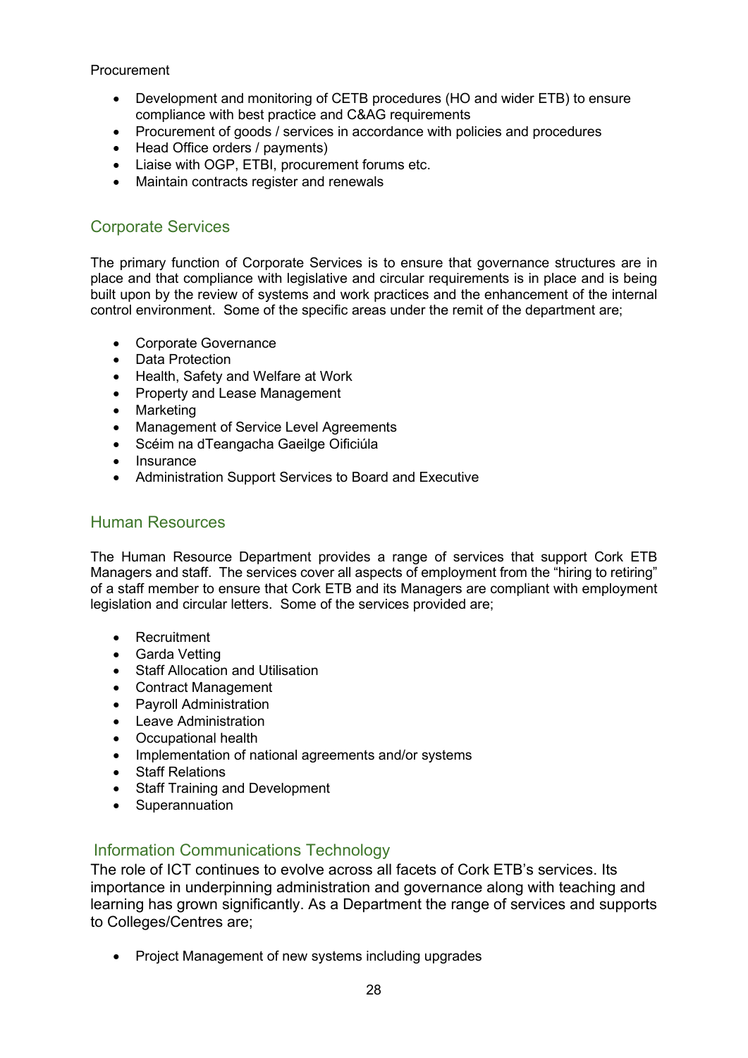Procurement

- Development and monitoring of CETB procedures (HO and wider ETB) to ensure compliance with best practice and C&AG requirements
- Procurement of goods / services in accordance with policies and procedures
- Head Office orders / payments)
- Liaise with OGP, ETBI, procurement forums etc.
- Maintain contracts register and renewals

## Corporate Services

The primary function of Corporate Services is to ensure that governance structures are in place and that compliance with legislative and circular requirements is in place and is being built upon by the review of systems and work practices and the enhancement of the internal control environment. Some of the specific areas under the remit of the department are;

- Corporate Governance
- Data Protection
- Health, Safety and Welfare at Work
- Property and Lease Management
- Marketing
- Management of Service Level Agreements
- Scéim na dTeangacha Gaeilge Oificiúla
- Insurance
- Administration Support Services to Board and Executive

## Human Resources

The Human Resource Department provides a range of services that support Cork ETB Managers and staff. The services cover all aspects of employment from the "hiring to retiring" of a staff member to ensure that Cork ETB and its Managers are compliant with employment legislation and circular letters. Some of the services provided are;

- Recruitment
- Garda Vetting
- Staff Allocation and Utilisation
- Contract Management
- Payroll Administration
- Leave Administration
- Occupational health
- Implementation of national agreements and/or systems
- Staff Relations
- Staff Training and Development
- Superannuation

## Information Communications Technology

The role of ICT continues to evolve across all facets of Cork ETB's services. Its importance in underpinning administration and governance along with teaching and learning has grown significantly. As a Department the range of services and supports to Colleges/Centres are;

- Project Management of new systems including upgrades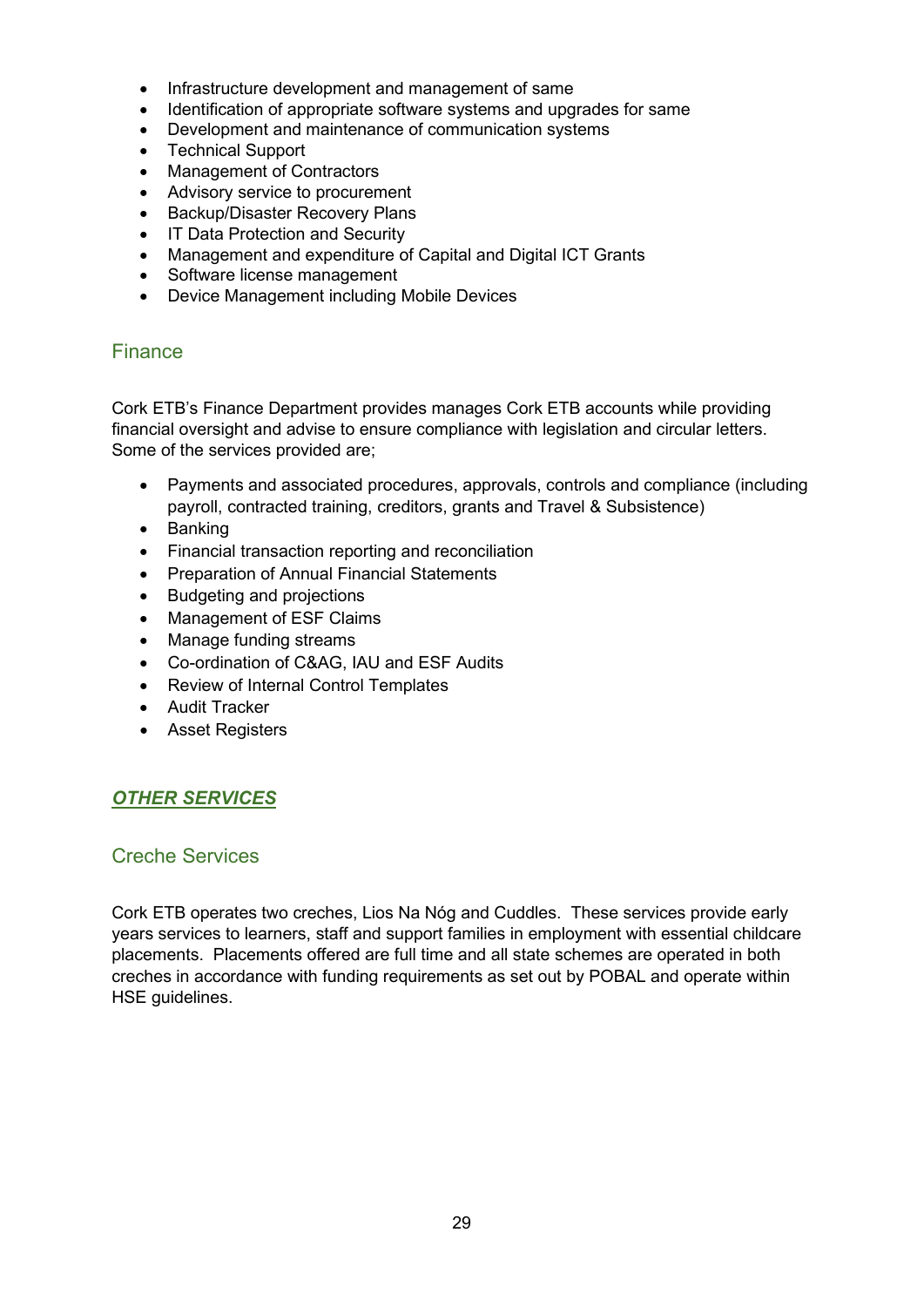- Infrastructure development and management of same
- Identification of appropriate software systems and upgrades for same
- Development and maintenance of communication systems
- Technical Support
- Management of Contractors
- Advisory service to procurement
- Backup/Disaster Recovery Plans
- IT Data Protection and Security
- Management and expenditure of Capital and Digital ICT Grants
- Software license management
- Device Management including Mobile Devices

## Finance

Cork ETB's Finance Department provides manages Cork ETB accounts while providing financial oversight and advise to ensure compliance with legislation and circular letters. Some of the services provided are;

- Payments and associated procedures, approvals, controls and compliance (including payroll, contracted training, creditors, grants and Travel & Subsistence)
- Banking
- Financial transaction reporting and reconciliation
- Preparation of Annual Financial Statements
- Budgeting and projections
- Management of ESF Claims
- Manage funding streams
- Co-ordination of C&AG, IAU and ESF Audits
- Review of Internal Control Templates
- Audit Tracker
- Asset Registers

# ***OTHER SERVICES***

## Creche Services

Cork ETB operates two creches, Lios Na Nóg and Cuddles. These services provide early years services to learners, staff and support families in employment with essential childcare placements. Placements offered are full time and all state schemes are operated in both creches in accordance with funding requirements as set out by POBAL and operate within HSE guidelines.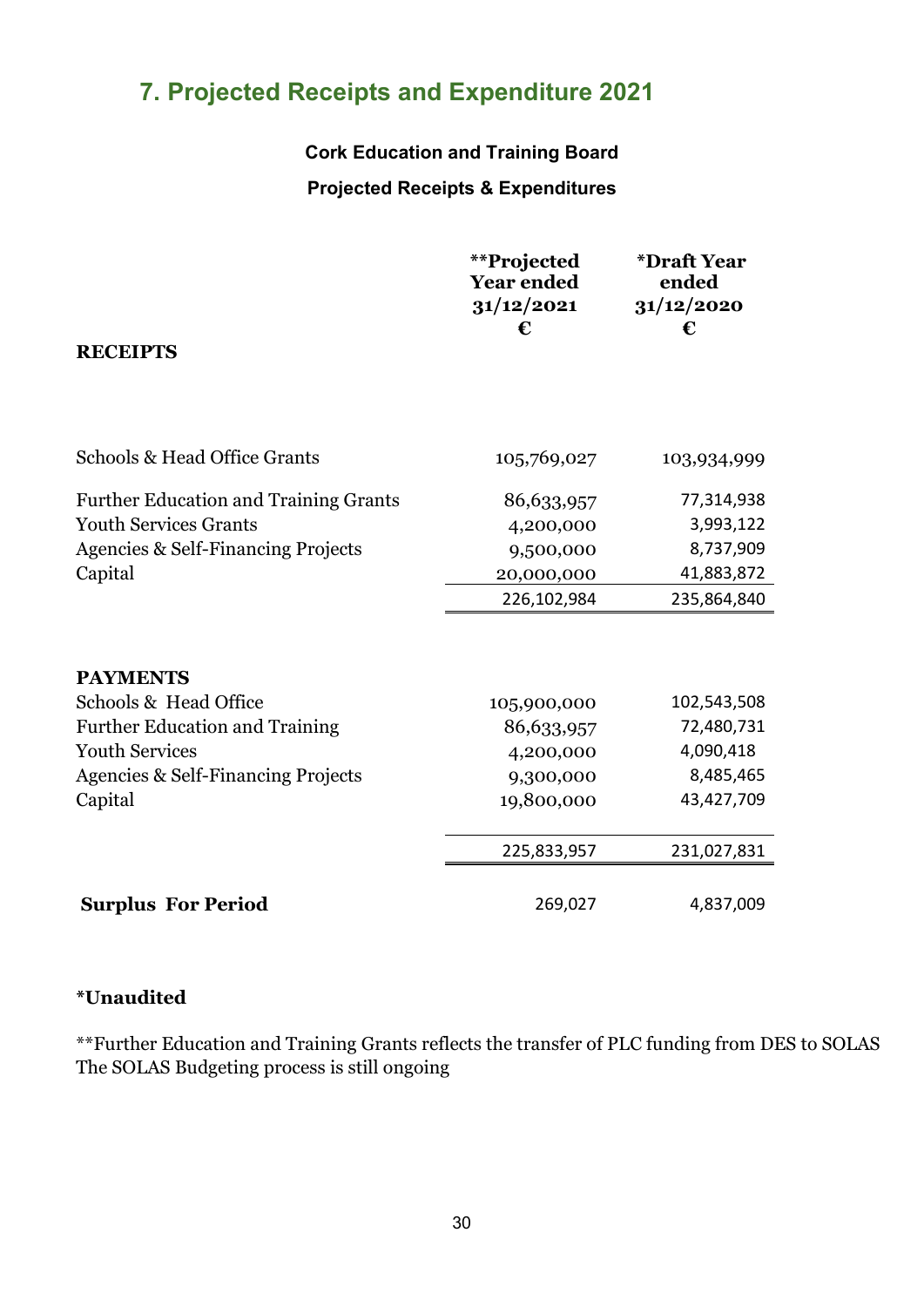## 7. Projected Receipts and Expenditure 2021

**Cork Education and Training Board**

**Projected Receipts & Expenditures**

| | **Projected Year ended 31/12/2021 € | *Draft Year ended 31/12/2020 € |
|---|---|---|
| **RECEIPTS** | | |
| Schools & Head Office Grants | 105,769,027 | 103,934,999 |
| Further Education and Training Grants | 86,633,957 | 77,314,938 |
| Youth Services Grants | 4,200,000 | 3,993,122 |
| Agencies & Self-Financing Projects | 9,500,000 | 8,737,909 |
| Capital | 20,000,000 | 41,883,872 |
| | 226,102,984 | 235,864,840 |
| **PAYMENTS** | | |
| Schools & Head Office | 105,900,000 | 102,543,508 |
| Further Education and Training | 86,633,957 | 72,480,731 |
| Youth Services | 4,200,000 | 4,090,418 |
| Agencies & Self-Financing Projects | 9,300,000 | 8,485,465 |
| Capital | 19,800,000 | 43,427,709 |
| | 225,833,957 | 231,027,831 |
| **Surplus For Period** | 269,027 | 4,837,009 |

***Unaudited**

**Further Education and Training Grants reflects the transfer of PLC funding from DES to SOLAS
The SOLAS Budgeting process is still ongoing